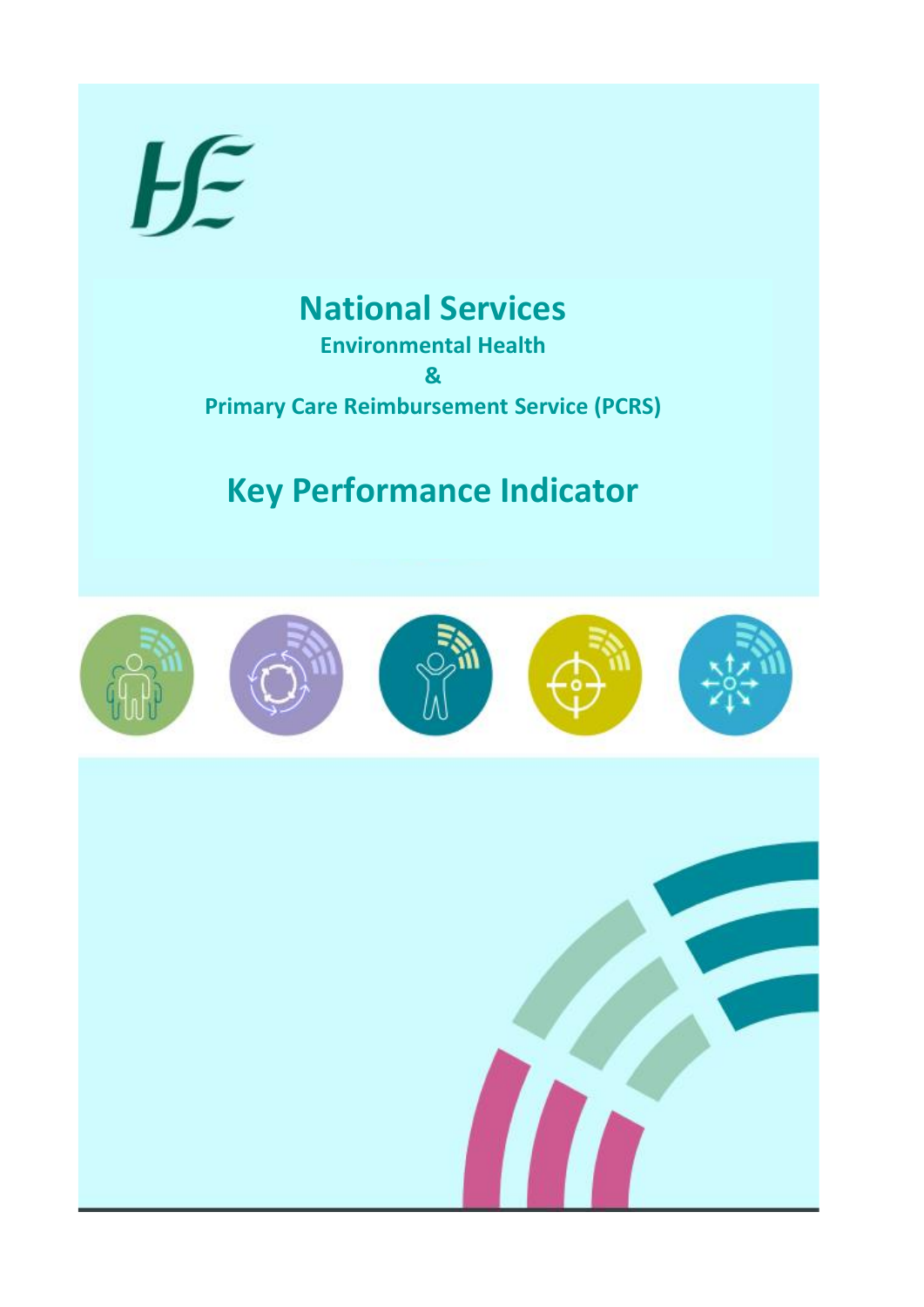# National Services

**Environmental Health**

**&**

**Primary Care Reimbursement Service (PCRS)**

## Key Performance Indicator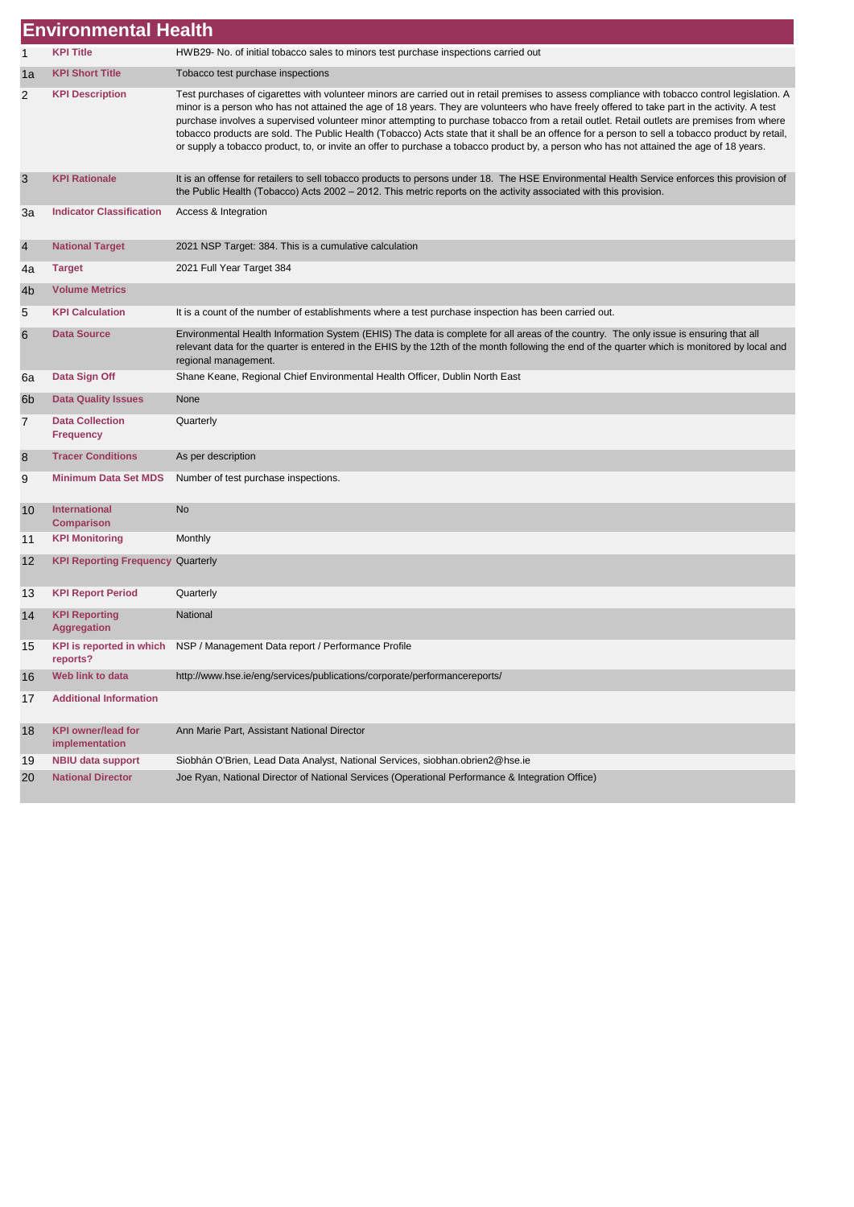# Environmental Health

| | | |
|---|---|---|
| 1 | **KPI Title** | HWB29- No. of initial tobacco sales to minors test purchase inspections carried out |
| 1a | **KPI Short Title** | Tobacco test purchase inspections |
| 2 | **KPI Description** | Test purchases of cigarettes with volunteer minors are carried out in retail premises to assess compliance with tobacco control legislation. A minor is a person who has not attained the age of 18 years. They are volunteers who have freely offered to take part in the activity. A test purchase involves a supervised volunteer minor attempting to purchase tobacco from a retail outlet. Retail outlets are premises from where tobacco products are sold. The Public Health (Tobacco) Acts state that it shall be an offence for a person to sell a tobacco product by retail, or supply a tobacco product, to, or invite an offer to purchase a tobacco product by, a person who has not attained the age of 18 years. |
| 3 | **KPI Rationale** | It is an offense for retailers to sell tobacco products to persons under 18. The HSE Environmental Health Service enforces this provision of the Public Health (Tobacco) Acts 2002 – 2012. This metric reports on the activity associated with this provision. |
| 3a | **Indicator Classification** | Access & Integration |
| 4 | **National Target** | 2021 NSP Target: 384. This is a cumulative calculation |
| 4a | **Target** | 2021 Full Year Target 384 |
| 4b | **Volume Metrics** | |
| 5 | **KPI Calculation** | It is a count of the number of establishments where a test purchase inspection has been carried out. |
| 6 | **Data Source** | Environmental Health Information System (EHIS) The data is complete for all areas of the country. The only issue is ensuring that all relevant data for the quarter is entered in the EHIS by the 12th of the month following the end of the quarter which is monitored by local and regional management. |
| 6a | **Data Sign Off** | Shane Keane, Regional Chief Environmental Health Officer, Dublin North East |
| 6b | **Data Quality Issues** | None |
| 7 | **Data Collection Frequency** | Quarterly |
| 8 | **Tracer Conditions** | As per description |
| 9 | **Minimum Data Set MDS** | Number of test purchase inspections. |
| 10 | **International Comparison** | No |
| 11 | **KPI Monitoring** | Monthly |
| 12 | **KPI Reporting Frequency** | Quarterly |
| 13 | **KPI Report Period** | Quarterly |
| 14 | **KPI Reporting Aggregation** | National |
| 15 | **KPI is reported in which reports?** | NSP / Management Data report / Performance Profile |
| 16 | **Web link to data** | http://www.hse.ie/eng/services/publications/corporate/performancereports/ |
| 17 | **Additional Information** | |
| 18 | **KPI owner/lead for implementation** | Ann Marie Part, Assistant National Director |
| 19 | **NBIU data support** | Siobhán O'Brien, Lead Data Analyst, National Services, siobhan.obrien2@hse.ie |
| 20 | **National Director** | Joe Ryan, National Director of National Services (Operational Performance & Integration Office) |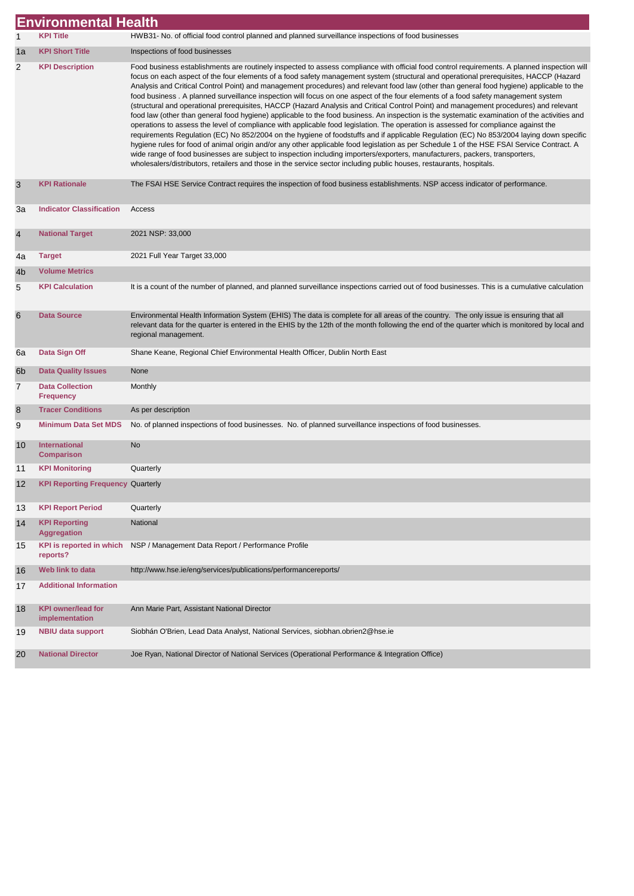# Environmental Health

| | | |
|---|---|---|
| 1 | **KPI Title** | HWB31- No. of official food control planned and planned surveillance inspections of food businesses |
| 1a | **KPI Short Title** | Inspections of food businesses |
| 2 | **KPI Description** | Food business establishments are routinely inspected to assess compliance with official food control requirements. A planned inspection will focus on each aspect of the four elements of a food safety management system (structural and operational prerequisites, HACCP (Hazard Analysis and Critical Control Point) and management procedures) and relevant food law (other than general food hygiene) applicable to the food business . A planned surveillance inspection will focus on one aspect of the four elements of a food safety management system (structural and operational prerequisites, HACCP (Hazard Analysis and Critical Control Point) and management procedures) and relevant food law (other than general food hygiene) applicable to the food business. An inspection is the systematic examination of the activities and operations to assess the level of compliance with applicable food legislation. The operation is assessed for compliance against the requirements Regulation (EC) No 852/2004 on the hygiene of foodstuffs and if applicable Regulation (EC) No 853/2004 laying down specific hygiene rules for food of animal origin and/or any other applicable food legislation as per Schedule 1 of the HSE FSAI Service Contract. A wide range of food businesses are subject to inspection including importers/exporters, manufacturers, packers, transporters, wholesalers/distributors, retailers and those in the service sector including public houses, restaurants, hospitals. |
| 3 | **KPI Rationale** | The FSAI HSE Service Contract requires the inspection of food business establishments. NSP access indicator of performance. |
| 3a | **Indicator Classification** | Access |
| 4 | **National Target** | 2021 NSP: 33,000 |
| 4a | **Target** | 2021 Full Year Target 33,000 |
| 4b | **Volume Metrics** | |
| 5 | **KPI Calculation** | It is a count of the number of planned, and planned surveillance inspections carried out of food businesses. This is a cumulative calculation |
| 6 | **Data Source** | Environmental Health Information System (EHIS) The data is complete for all areas of the country. The only issue is ensuring that all relevant data for the quarter is entered in the EHIS by the 12th of the month following the end of the quarter which is monitored by local and regional management. |
| 6a | **Data Sign Off** | Shane Keane, Regional Chief Environmental Health Officer, Dublin North East |
| 6b | **Data Quality Issues** | None |
| 7 | **Data Collection Frequency** | Monthly |
| 8 | **Tracer Conditions** | As per description |
| 9 | **Minimum Data Set MDS** | No. of planned inspections of food businesses. No. of planned surveillance inspections of food businesses. |
| 10 | **International Comparison** | No |
| 11 | **KPI Monitoring** | Quarterly |
| 12 | **KPI Reporting Frequency** | Quarterly |
| 13 | **KPI Report Period** | Quarterly |
| 14 | **KPI Reporting Aggregation** | National |
| 15 | **KPI is reported in which reports?** | NSP / Management Data Report / Performance Profile |
| 16 | **Web link to data** | http://www.hse.ie/eng/services/publications/performancereports/ |
| 17 | **Additional Information** | |
| 18 | **KPI owner/lead for implementation** | Ann Marie Part, Assistant National Director |
| 19 | **NBIU data support** | Siobhán O'Brien, Lead Data Analyst, National Services, siobhan.obrien2@hse.ie |
| 20 | **National Director** | Joe Ryan, National Director of National Services (Operational Performance & Integration Office) |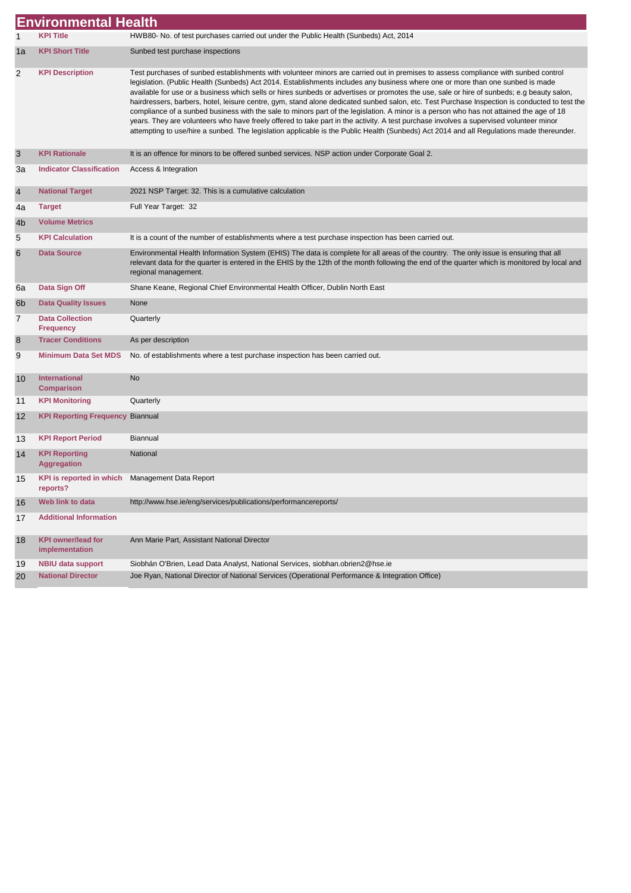# Environmental Health

| | | |
|---|---|---|
| 1 | **KPI Title** | HWB80- No. of test purchases carried out under the Public Health (Sunbeds) Act, 2014 |
| 1a | **KPI Short Title** | Sunbed test purchase inspections |
| 2 | **KPI Description** | Test purchases of sunbed establishments with volunteer minors are carried out in premises to assess compliance with sunbed control legislation. (Public Health (Sunbeds) Act 2014. Establishments includes any business where one or more than one sunbed is made available for use or a business which sells or hires sunbeds or advertises or promotes the use, sale or hire of sunbeds; e.g beauty salon, hairdressers, barbers, hotel, leisure centre, gym, stand alone dedicated sunbed salon, etc. Test Purchase Inspection is conducted to test the compliance of a sunbed business with the sale to minors part of the legislation. A minor is a person who has not attained the age of 18 years. They are volunteers who have freely offered to take part in the activity. A test purchase involves a supervised volunteer minor attempting to use/hire a sunbed. The legislation applicable is the Public Health (Sunbeds) Act 2014 and all Regulations made thereunder. |
| 3 | **KPI Rationale** | It is an offence for minors to be offered sunbed services. NSP action under Corporate Goal 2. |
| 3a | **Indicator Classification** | Access & Integration |
| 4 | **National Target** | 2021 NSP Target: 32. This is a cumulative calculation |
| 4a | **Target** | Full Year Target: 32 |
| 4b | **Volume Metrics** | |
| 5 | **KPI Calculation** | It is a count of the number of establishments where a test purchase inspection has been carried out. |
| 6 | **Data Source** | Environmental Health Information System (EHIS) The data is complete for all areas of the country. The only issue is ensuring that all relevant data for the quarter is entered in the EHIS by the 12th of the month following the end of the quarter which is monitored by local and regional management. |
| 6a | **Data Sign Off** | Shane Keane, Regional Chief Environmental Health Officer, Dublin North East |
| 6b | **Data Quality Issues** | None |
| 7 | **Data Collection Frequency** | Quarterly |
| 8 | **Tracer Conditions** | As per description |
| 9 | **Minimum Data Set MDS** | No. of establishments where a test purchase inspection has been carried out. |
| 10 | **International Comparison** | No |
| 11 | **KPI Monitoring** | Quarterly |
| 12 | **KPI Reporting Frequency** | Biannual |
| 13 | **KPI Report Period** | Biannual |
| 14 | **KPI Reporting Aggregation** | National |
| 15 | **KPI is reported in which reports?** | Management Data Report |
| 16 | **Web link to data** | http://www.hse.ie/eng/services/publications/performancereports/ |
| 17 | **Additional Information** | |
| 18 | **KPI owner/lead for implementation** | Ann Marie Part, Assistant National Director |
| 19 | **NBIU data support** | Siobhán O'Brien, Lead Data Analyst, National Services, siobhan.obrien2@hse.ie |
| 20 | **National Director** | Joe Ryan, National Director of National Services (Operational Performance & Integration Office) |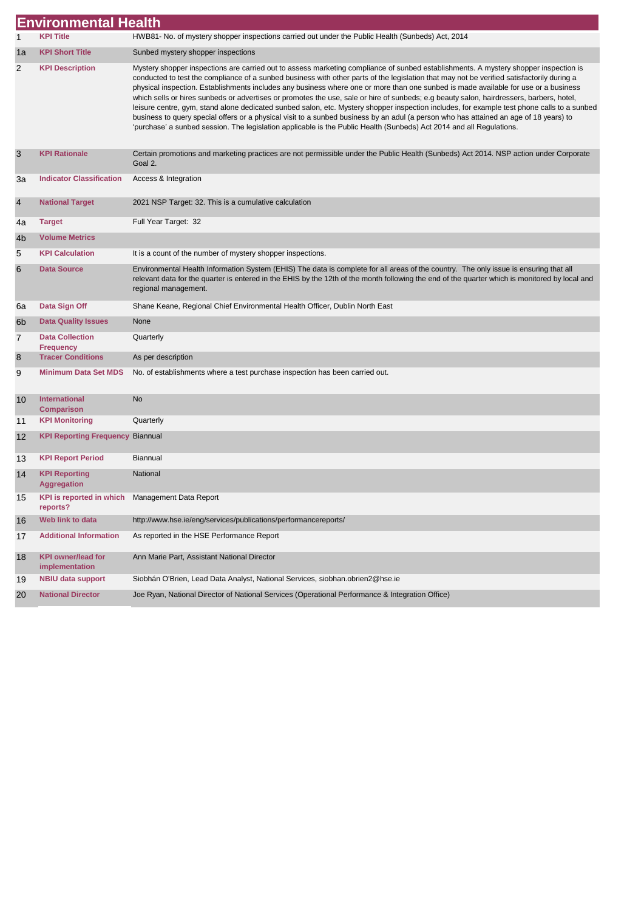# Environmental Health

| | | |
|---|---|---|
| 1 | **KPI Title** | HWB81- No. of mystery shopper inspections carried out under the Public Health (Sunbeds) Act, 2014 |
| 1a | **KPI Short Title** | Sunbed mystery shopper inspections |
| 2 | **KPI Description** | Mystery shopper inspections are carried out to assess marketing compliance of sunbed establishments. A mystery shopper inspection is conducted to test the compliance of a sunbed business with other parts of the legislation that may not be verified satisfactorily during a physical inspection. Establishments includes any business where one or more than one sunbed is made available for use or a business which sells or hires sunbeds or advertises or promotes the use, sale or hire of sunbeds; e.g beauty salon, hairdressers, barbers, hotel, leisure centre, gym, stand alone dedicated sunbed salon, etc. Mystery shopper inspection includes, for example test phone calls to a sunbed business to query special offers or a physical visit to a sunbed business by an adul (a person who has attained an age of 18 years) to 'purchase' a sunbed session. The legislation applicable is the Public Health (Sunbeds) Act 2014 and all Regulations. |
| 3 | **KPI Rationale** | Certain promotions and marketing practices are not permissible under the Public Health (Sunbeds) Act 2014. NSP action under Corporate Goal 2. |
| 3a | **Indicator Classification** | Access & Integration |
| 4 | **National Target** | 2021 NSP Target: 32. This is a cumulative calculation |
| 4a | **Target** | Full Year Target: 32 |
| 4b | **Volume Metrics** | |
| 5 | **KPI Calculation** | It is a count of the number of mystery shopper inspections. |
| 6 | **Data Source** | Environmental Health Information System (EHIS) The data is complete for all areas of the country. The only issue is ensuring that all relevant data for the quarter is entered in the EHIS by the 12th of the month following the end of the quarter which is monitored by local and regional management. |
| 6a | **Data Sign Off** | Shane Keane, Regional Chief Environmental Health Officer, Dublin North East |
| 6b | **Data Quality Issues** | None |
| 7 | **Data Collection Frequency** | Quarterly |
| 8 | **Tracer Conditions** | As per description |
| 9 | **Minimum Data Set MDS** | No. of establishments where a test purchase inspection has been carried out. |
| 10 | **International Comparison** | No |
| 11 | **KPI Monitoring** | Quarterly |
| 12 | **KPI Reporting Frequency** | Biannual |
| 13 | **KPI Report Period** | Biannual |
| 14 | **KPI Reporting Aggregation** | National |
| 15 | **KPI is reported in which reports?** | Management Data Report |
| 16 | **Web link to data** | http://www.hse.ie/eng/services/publications/performancereports/ |
| 17 | **Additional Information** | As reported in the HSE Performance Report |
| 18 | **KPI owner/lead for implementation** | Ann Marie Part, Assistant National Director |
| 19 | **NBIU data support** | Siobhán O'Brien, Lead Data Analyst, National Services, siobhan.obrien2@hse.ie |
| 20 | **National Director** | Joe Ryan, National Director of National Services (Operational Performance & Integration Office) |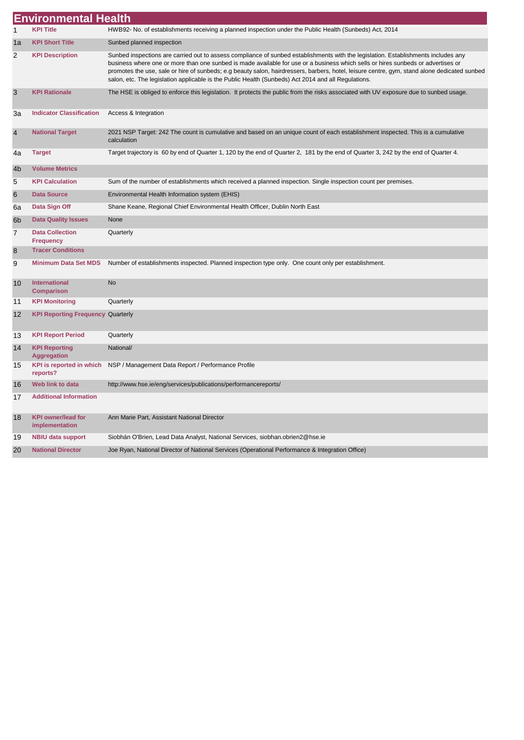# Environmental Health

| | | |
|---|---|---|
| 1 | **KPI Title** | HWB92- No. of establishments receiving a planned inspection under the Public Health (Sunbeds) Act, 2014 |
| 1a | **KPI Short Title** | Sunbed planned inspection |
| 2 | **KPI Description** | Sunbed inspections are carried out to assess compliance of sunbed establishments with the legislation. Establishments includes any business where one or more than one sunbed is made available for use or a business which sells or hires sunbeds or advertises or promotes the use, sale or hire of sunbeds; e.g beauty salon, hairdressers, barbers, hotel, leisure centre, gym, stand alone dedicated sunbed salon, etc. The legislation applicable is the Public Health (Sunbeds) Act 2014 and all Regulations. |
| 3 | **KPI Rationale** | The HSE is obliged to enforce this legislation. It protects the public from the risks associated with UV exposure due to sunbed usage. |
| 3a | **Indicator Classification** | Access & Integration |
| 4 | **National Target** | 2021 NSP Target: 242 The count is cumulative and based on an unique count of each establishment inspected. This is a cumulative calculation |
| 4a | **Target** | Target trajectory is 60 by end of Quarter 1, 120 by the end of Quarter 2, 181 by the end of Quarter 3, 242 by the end of Quarter 4. |
| 4b | **Volume Metrics** | |
| 5 | **KPI Calculation** | Sum of the number of establishments which received a planned inspection. Single inspection count per premises. |
| 6 | **Data Source** | Environmental Health Information system (EHIS) |
| 6a | **Data Sign Off** | Shane Keane, Regional Chief Environmental Health Officer, Dublin North East |
| 6b | **Data Quality Issues** | None |
| 7 | **Data Collection Frequency** | Quarterly |
| 8 | **Tracer Conditions** | |
| 9 | **Minimum Data Set MDS** | Number of establishments inspected. Planned inspection type only. One count only per establishment. |
| 10 | **International Comparison** | No |
| 11 | **KPI Monitoring** | Quarterly |
| 12 | **KPI Reporting Frequency** | Quarterly |
| 13 | **KPI Report Period** | Quarterly |
| 14 | **KPI Reporting Aggregation** | National/ |
| 15 | **KPI is reported in which reports?** | NSP / Management Data Report / Performance Profile |
| 16 | **Web link to data** | http://www.hse.ie/eng/services/publications/performancereports/ |
| 17 | **Additional Information** | |
| 18 | **KPI owner/lead for implementation** | Ann Marie Part, Assistant National Director |
| 19 | **NBIU data support** | Siobhán O'Brien, Lead Data Analyst, National Services, siobhan.obrien2@hse.ie |
| 20 | **National Director** | Joe Ryan, National Director of National Services (Operational Performance & Integration Office) |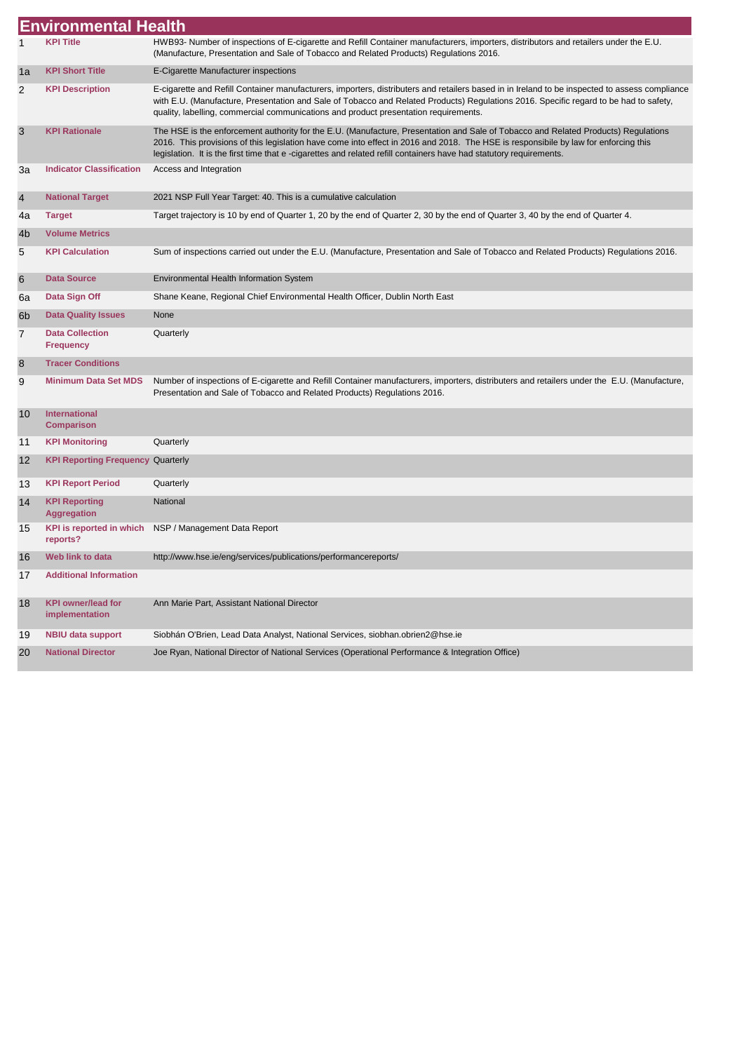# Environmental Health

| | | |
|---|---|---|
| 1 | **KPI Title** | HWB93- Number of inspections of E-cigarette and Refill Container manufacturers, importers, distributors and retailers under the E.U. (Manufacture, Presentation and Sale of Tobacco and Related Products) Regulations 2016. |
| 1a | **KPI Short Title** | E-Cigarette Manufacturer inspections |
| 2 | **KPI Description** | E-cigarette and Refill Container manufacturers, importers, distributers and retailers based in in Ireland to be inspected to assess compliance with E.U. (Manufacture, Presentation and Sale of Tobacco and Related Products) Regulations 2016. Specific regard to be had to safety, quality, labelling, commercial communications and product presentation requirements. |
| 3 | **KPI Rationale** | The HSE is the enforcement authority for the E.U. (Manufacture, Presentation and Sale of Tobacco and Related Products) Regulations 2016. This provisions of this legislation have come into effect in 2016 and 2018. The HSE is responsibile by law for enforcing this legislation. It is the first time that e -cigarettes and related refill containers have had statutory requirements. |
| 3a | **Indicator Classification** | Access and Integration |
| 4 | **National Target** | 2021 NSP Full Year Target: 40. This is a cumulative calculation |
| 4a | **Target** | Target trajectory is 10 by end of Quarter 1, 20 by the end of Quarter 2, 30 by the end of Quarter 3, 40 by the end of Quarter 4. |
| 4b | **Volume Metrics** | |
| 5 | **KPI Calculation** | Sum of inspections carried out under the E.U. (Manufacture, Presentation and Sale of Tobacco and Related Products) Regulations 2016. |
| 6 | **Data Source** | Environmental Health Information System |
| 6a | **Data Sign Off** | Shane Keane, Regional Chief Environmental Health Officer, Dublin North East |
| 6b | **Data Quality Issues** | None |
| 7 | **Data Collection Frequency** | Quarterly |
| 8 | **Tracer Conditions** | |
| 9 | **Minimum Data Set MDS** | Number of inspections of E-cigarette and Refill Container manufacturers, importers, distributers and retailers under the E.U. (Manufacture, Presentation and Sale of Tobacco and Related Products) Regulations 2016. |
| 10 | **International Comparison** | |
| 11 | **KPI Monitoring** | Quarterly |
| 12 | **KPI Reporting Frequency** | Quarterly |
| 13 | **KPI Report Period** | Quarterly |
| 14 | **KPI Reporting Aggregation** | National |
| 15 | **KPI is reported in which reports?** | NSP / Management Data Report |
| 16 | **Web link to data** | http://www.hse.ie/eng/services/publications/performancereports/ |
| 17 | **Additional Information** | |
| 18 | **KPI owner/lead for implementation** | Ann Marie Part, Assistant National Director |
| 19 | **NBIU data support** | Siobhán O'Brien, Lead Data Analyst, National Services, siobhan.obrien2@hse.ie |
| 20 | **National Director** | Joe Ryan, National Director of National Services (Operational Performance & Integration Office) |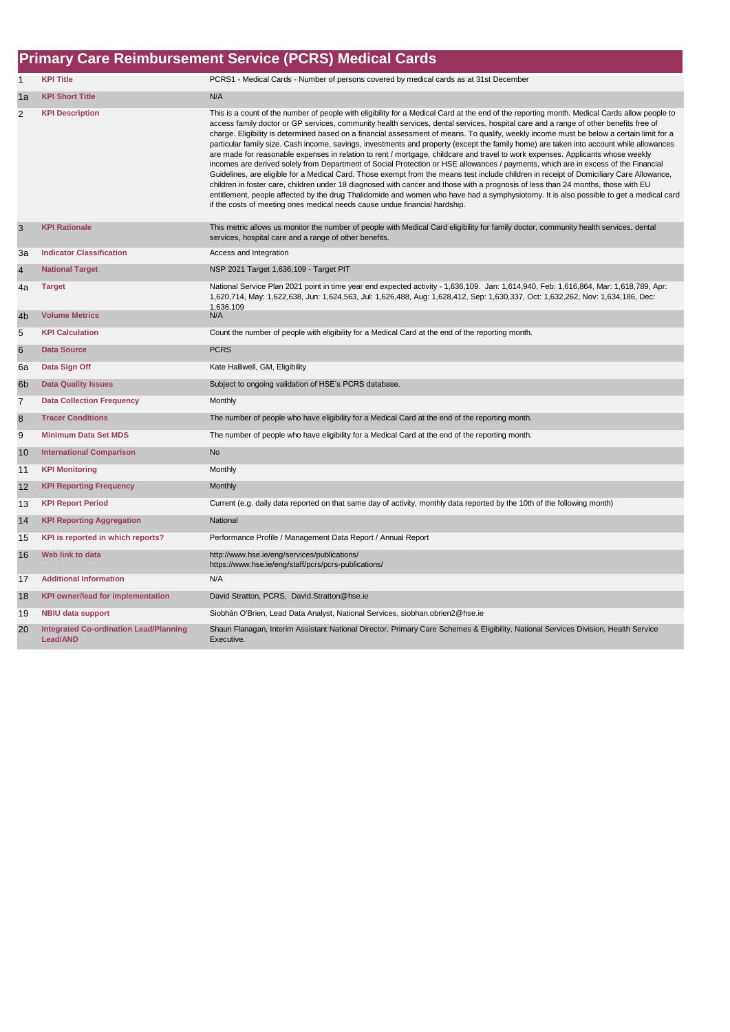# Primary Care Reimbursement Service (PCRS) Medical Cards

| | | |
|---|---|---|
| 1 | **KPI Title** | PCRS1 - Medical Cards - Number of persons covered by medical cards as at 31st December |
| 1a | **KPI Short Title** | N/A |
| 2 | **KPI Description** | This is a count of the number of people with eligibility for a Medical Card at the end of the reporting month. Medical Cards allow people to access family doctor or GP services, community health services, dental services, hospital care and a range of other benefits free of charge. Eligibility is determined based on a financial assessment of means. To qualify, weekly income must be below a certain limit for a particular family size. Cash income, savings, investments and property (except the family home) are taken into account while allowances are made for reasonable expenses in relation to rent / mortgage, childcare and travel to work expenses. Applicants whose weekly incomes are derived solely from Department of Social Protection or HSE allowances / payments, which are in excess of the Financial Guidelines, are eligible for a Medical Card. Those exempt from the means test include children in receipt of Domiciliary Care Allowance, children in foster care, children under 18 diagnosed with cancer and those with a prognosis of less than 24 months, those with EU entitlement, people affected by the drug Thalidomide and women who have had a symphysiotomy. It is also possible to get a medical card if the costs of meeting ones medical needs cause undue financial hardship. |
| 3 | **KPI Rationale** | This metric allows us monitor the number of people with Medical Card eligibility for family doctor, community health services, dental services, hospital care and a range of other benefits. |
| 3a | **Indicator Classification** | Access and Integration |
| 4 | **National Target** | NSP 2021 Target 1,636,109 - Target PIT |
| 4a | **Target** | National Service Plan 2021 point in time year end expected activity - 1,636,109. Jan: 1,614,940, Feb: 1,616,864, Mar: 1,618,789, Apr: 1,620,714, May: 1,622,638, Jun: 1,624,563, Jul: 1,626,488, Aug: 1,628,412, Sep: 1,630,337, Oct: 1,632,262, Nov: 1,634,186, Dec: 1,636,109 |
| 4b | **Volume Metrics** | N/A |
| 5 | **KPI Calculation** | Count the number of people with eligibility for a Medical Card at the end of the reporting month. |
| 6 | **Data Source** | PCRS |
| 6a | **Data Sign Off** | Kate Halliwell, GM, Eligibility |
| 6b | **Data Quality Issues** | Subject to ongoing validation of HSE's PCRS database. |
| 7 | **Data Collection Frequency** | Monthly |
| 8 | **Tracer Conditions** | The number of people who have eligibility for a Medical Card at the end of the reporting month. |
| 9 | **Minimum Data Set MDS** | The number of people who have eligibility for a Medical Card at the end of the reporting month. |
| 10 | **International Comparison** | No |
| 11 | **KPI Monitoring** | Monthly |
| 12 | **KPI Reporting Frequency** | Monthly |
| 13 | **KPI Report Period** | Current (e.g. daily data reported on that same day of activity, monthly data reported by the 10th of the following month) |
| 14 | **KPI Reporting Aggregation** | National |
| 15 | **KPI is reported in which reports?** | Performance Profile / Management Data Report / Annual Report |
| 16 | **Web link to data** | http://www.hse.ie/eng/services/publications/ https://www.hse.ie/eng/staff/pcrs/pcrs-publications/ |
| 17 | **Additional Information** | N/A |
| 18 | **KPI owner/lead for implementation** | David Stratton, PCRS, David.Stratton@hse.ie |
| 19 | **NBIU data support** | Siobhán O'Brien, Lead Data Analyst, National Services, siobhan.obrien2@hse.ie |
| 20 | **Integrated Co-ordination Lead/Planning Lead/AND** | Shaun Flanagan, Interim Assistant National Director, Primary Care Schemes & Eligibility, National Services Division, Health Service Executive. |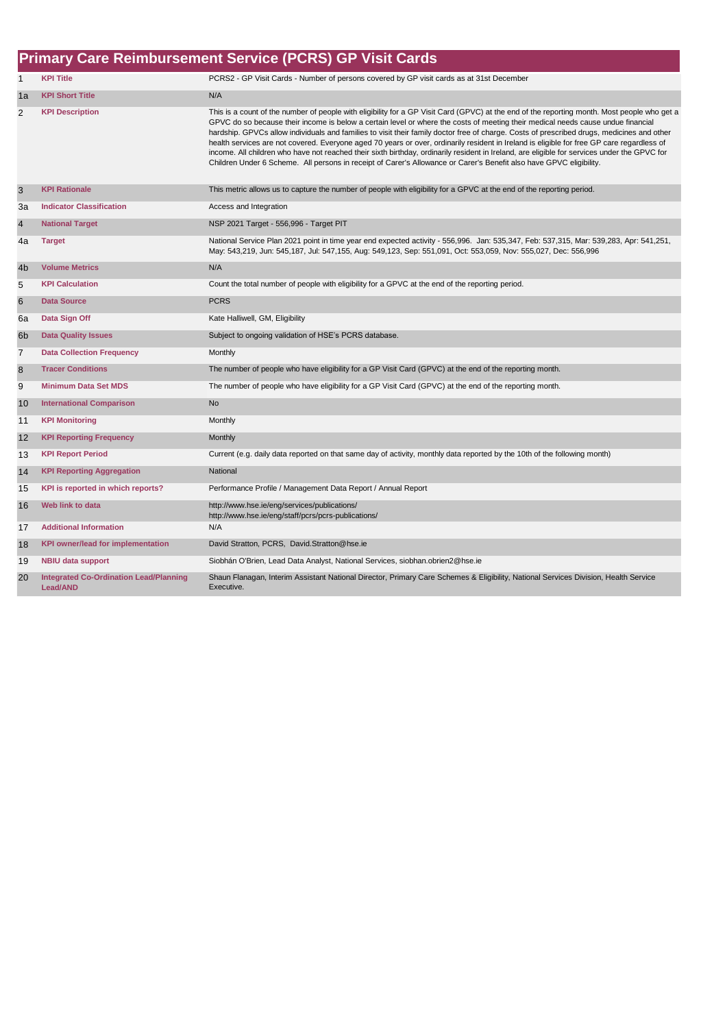# Primary Care Reimbursement Service (PCRS) GP Visit Cards

| | | |
|---|---|---|
| 1 | **KPI Title** | PCRS2 - GP Visit Cards - Number of persons covered by GP visit cards as at 31st December |
| 1a | **KPI Short Title** | N/A |
| 2 | **KPI Description** | This is a count of the number of people with eligibility for a GP Visit Card (GPVC) at the end of the reporting month. Most people who get a GPVC do so because their income is below a certain level or where the costs of meeting their medical needs cause undue financial hardship. GPVCs allow individuals and families to visit their family doctor free of charge. Costs of prescribed drugs, medicines and other health services are not covered. Everyone aged 70 years or over, ordinarily resident in Ireland is eligible for free GP care regardless of income. All children who have not reached their sixth birthday, ordinarily resident in Ireland, are eligible for services under the GPVC for Children Under 6 Scheme. All persons in receipt of Carer's Allowance or Carer's Benefit also have GPVC eligibility. |
| 3 | **KPI Rationale** | This metric allows us to capture the number of people with eligibility for a GPVC at the end of the reporting period. |
| 3a | **Indicator Classification** | Access and Integration |
| 4 | **National Target** | NSP 2021 Target - 556,996 - Target PIT |
| 4a | **Target** | National Service Plan 2021 point in time year end expected activity - 556,996. Jan: 535,347, Feb: 537,315, Mar: 539,283, Apr: 541,251, May: 543,219, Jun: 545,187, Jul: 547,155, Aug: 549,123, Sep: 551,091, Oct: 553,059, Nov: 555,027, Dec: 556,996 |
| 4b | **Volume Metrics** | N/A |
| 5 | **KPI Calculation** | Count the total number of people with eligibility for a GPVC at the end of the reporting period. |
| 6 | **Data Source** | PCRS |
| 6a | **Data Sign Off** | Kate Halliwell, GM, Eligibility |
| 6b | **Data Quality Issues** | Subject to ongoing validation of HSE's PCRS database. |
| 7 | **Data Collection Frequency** | Monthly |
| 8 | **Tracer Conditions** | The number of people who have eligibility for a GP Visit Card (GPVC) at the end of the reporting month. |
| 9 | **Minimum Data Set MDS** | The number of people who have eligibility for a GP Visit Card (GPVC) at the end of the reporting month. |
| 10 | **International Comparison** | No |
| 11 | **KPI Monitoring** | Monthly |
| 12 | **KPI Reporting Frequency** | Monthly |
| 13 | **KPI Report Period** | Current (e.g. daily data reported on that same day of activity, monthly data reported by the 10th of the following month) |
| 14 | **KPI Reporting Aggregation** | National |
| 15 | **KPI is reported in which reports?** | Performance Profile / Management Data Report / Annual Report |
| 16 | **Web link to data** | http://www.hse.ie/eng/services/publications/<br>http://www.hse.ie/eng/staff/pcrs/pcrs-publications/ |
| 17 | **Additional Information** | N/A |
| 18 | **KPI owner/lead for implementation** | David Stratton, PCRS, David.Stratton@hse.ie |
| 19 | **NBIU data support** | Siobhán O'Brien, Lead Data Analyst, National Services, siobhan.obrien2@hse.ie |
| 20 | **Integrated Co-Ordination Lead/Planning Lead/AND** | Shaun Flanagan, Interim Assistant National Director, Primary Care Schemes & Eligibility, National Services Division, Health Service Executive. |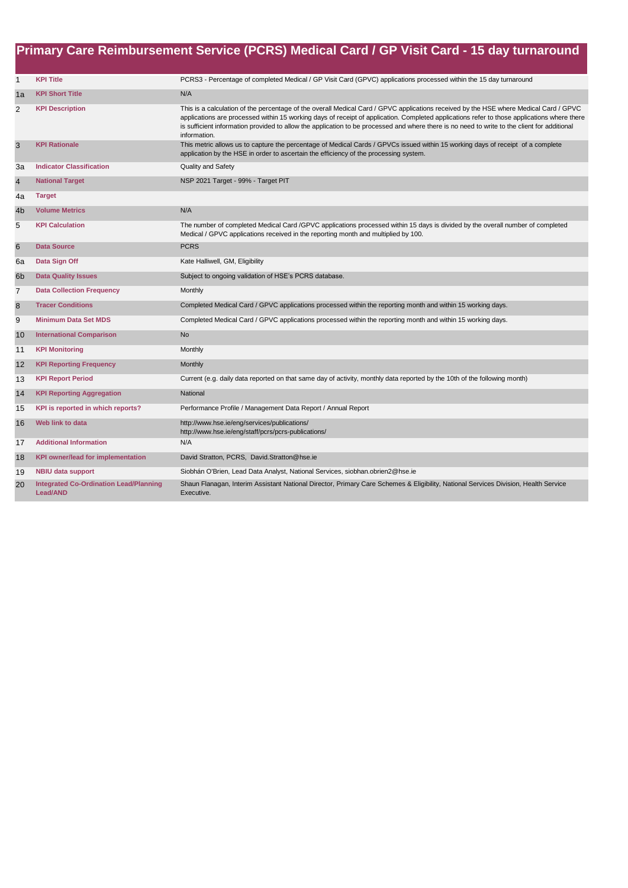# Primary Care Reimbursement Service (PCRS) Medical Card / GP Visit Card - 15 day turnaround

| | | |
|---|---|---|
| 1 | **KPI Title** | PCRS3 - Percentage of completed Medical / GP Visit Card (GPVC) applications processed within the 15 day turnaround |
| 1a | **KPI Short Title** | N/A |
| 2 | **KPI Description** | This is a calculation of the percentage of the overall Medical Card / GPVC applications received by the HSE where Medical Card / GPVC applications are processed within 15 working days of receipt of application. Completed applications refer to those applications where there is sufficient information provided to allow the application to be processed and where there is no need to write to the client for additional information. |
| 3 | **KPI Rationale** | This metric allows us to capture the percentage of Medical Cards / GPVCs issued within 15 working days of receipt of a complete application by the HSE in order to ascertain the efficiency of the processing system. |
| 3a | **Indicator Classification** | Quality and Safety |
| 4 | **National Target** | NSP 2021 Target - 99% - Target PIT |
| 4a | **Target** | |
| 4b | **Volume Metrics** | N/A |
| 5 | **KPI Calculation** | The number of completed Medical Card /GPVC applications processed within 15 days is divided by the overall number of completed Medical / GPVC applications received in the reporting month and multiplied by 100. |
| 6 | **Data Source** | PCRS |
| 6a | **Data Sign Off** | Kate Halliwell, GM, Eligibility |
| 6b | **Data Quality Issues** | Subject to ongoing validation of HSE's PCRS database. |
| 7 | **Data Collection Frequency** | Monthly |
| 8 | **Tracer Conditions** | Completed Medical Card / GPVC applications processed within the reporting month and within 15 working days. |
| 9 | **Minimum Data Set MDS** | Completed Medical Card / GPVC applications processed within the reporting month and within 15 working days. |
| 10 | **International Comparison** | No |
| 11 | **KPI Monitoring** | Monthly |
| 12 | **KPI Reporting Frequency** | Monthly |
| 13 | **KPI Report Period** | Current (e.g. daily data reported on that same day of activity, monthly data reported by the 10th of the following month) |
| 14 | **KPI Reporting Aggregation** | National |
| 15 | **KPI is reported in which reports?** | Performance Profile / Management Data Report / Annual Report |
| 16 | **Web link to data** | http://www.hse.ie/eng/services/publications/ http://www.hse.ie/eng/staff/pcrs/pcrs-publications/ |
| 17 | **Additional Information** | N/A |
| 18 | **KPI owner/lead for implementation** | David Stratton, PCRS, David.Stratton@hse.ie |
| 19 | **NBIU data support** | Siobhán O'Brien, Lead Data Analyst, National Services, siobhan.obrien2@hse.ie |
| 20 | **Integrated Co-Ordination Lead/Planning Lead/AND** | Shaun Flanagan, Interim Assistant National Director, Primary Care Schemes & Eligibility, National Services Division, Health Service Executive. |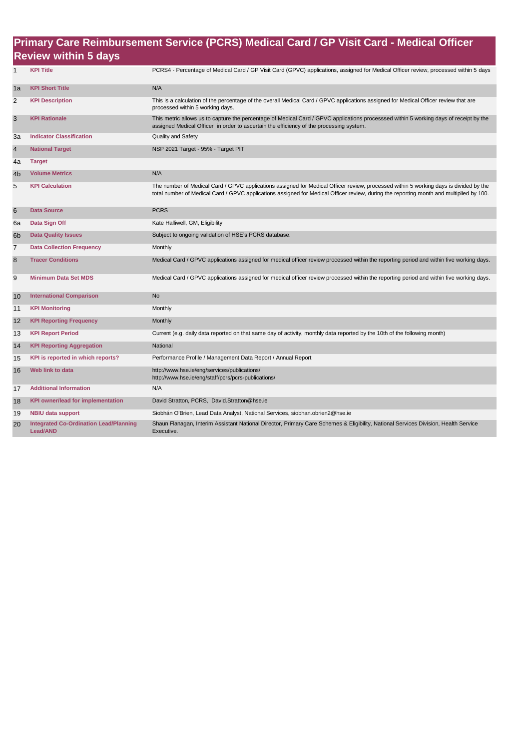# Primary Care Reimbursement Service (PCRS) Medical Card / GP Visit Card - Medical Officer Review within 5 days

| | | |
|---|---|---|
| 1 | **KPI Title** | PCRS4 - Percentage of Medical Card / GP Visit Card (GPVC) applications, assigned for Medical Officer review, processed within 5 days |
| 1a | **KPI Short Title** | N/A |
| 2 | **KPI Description** | This is a calculation of the percentage of the overall Medical Card / GPVC applications assigned for Medical Officer review that are processed within 5 working days. |
| 3 | **KPI Rationale** | This metric allows us to capture the percentage of Medical Card / GPVC applications processsed within 5 working days of receipt by the assigned Medical Officer in order to ascertain the efficiency of the processing system. |
| 3a | **Indicator Classification** | Quality and Safety |
| 4 | **National Target** | NSP 2021 Target - 95% - Target PIT |
| 4a | **Target** | |
| 4b | **Volume Metrics** | N/A |
| 5 | **KPI Calculation** | The number of Medical Card / GPVC applications assigned for Medical Officer review, processed within 5 working days is divided by the total number of Medical Card / GPVC applications assigned for Medical Officer review, during the reporting month and multiplied by 100. |
| 6 | **Data Source** | PCRS |
| 6a | **Data Sign Off** | Kate Halliwell, GM, Eligibility |
| 6b | **Data Quality Issues** | Subject to ongoing validation of HSE's PCRS database. |
| 7 | **Data Collection Frequency** | Monthly |
| 8 | **Tracer Conditions** | Medical Card / GPVC applications assigned for medical officer review processed within the reporting period and within five working days. |
| 9 | **Minimum Data Set MDS** | Medical Card / GPVC applications assigned for medical officer review processed within the reporting period and within five working days. |
| 10 | **International Comparison** | No |
| 11 | **KPI Monitoring** | Monthly |
| 12 | **KPI Reporting Frequency** | Monthly |
| 13 | **KPI Report Period** | Current (e.g. daily data reported on that same day of activity, monthly data reported by the 10th of the following month) |
| 14 | **KPI Reporting Aggregation** | National |
| 15 | **KPI is reported in which reports?** | Performance Profile / Management Data Report / Annual Report |
| 16 | **Web link to data** | http://www.hse.ie/eng/services/publications/<br>http://www.hse.ie/eng/staff/pcrs/pcrs-publications/ |
| 17 | **Additional Information** | N/A |
| 18 | **KPI owner/lead for implementation** | David Stratton, PCRS, David.Stratton@hse.ie |
| 19 | **NBIU data support** | Siobhán O'Brien, Lead Data Analyst, National Services, siobhan.obrien2@hse.ie |
| 20 | **Integrated Co-Ordination Lead/Planning Lead/AND** | Shaun Flanagan, Interim Assistant National Director, Primary Care Schemes & Eligibility, National Services Division, Health Service Executive. |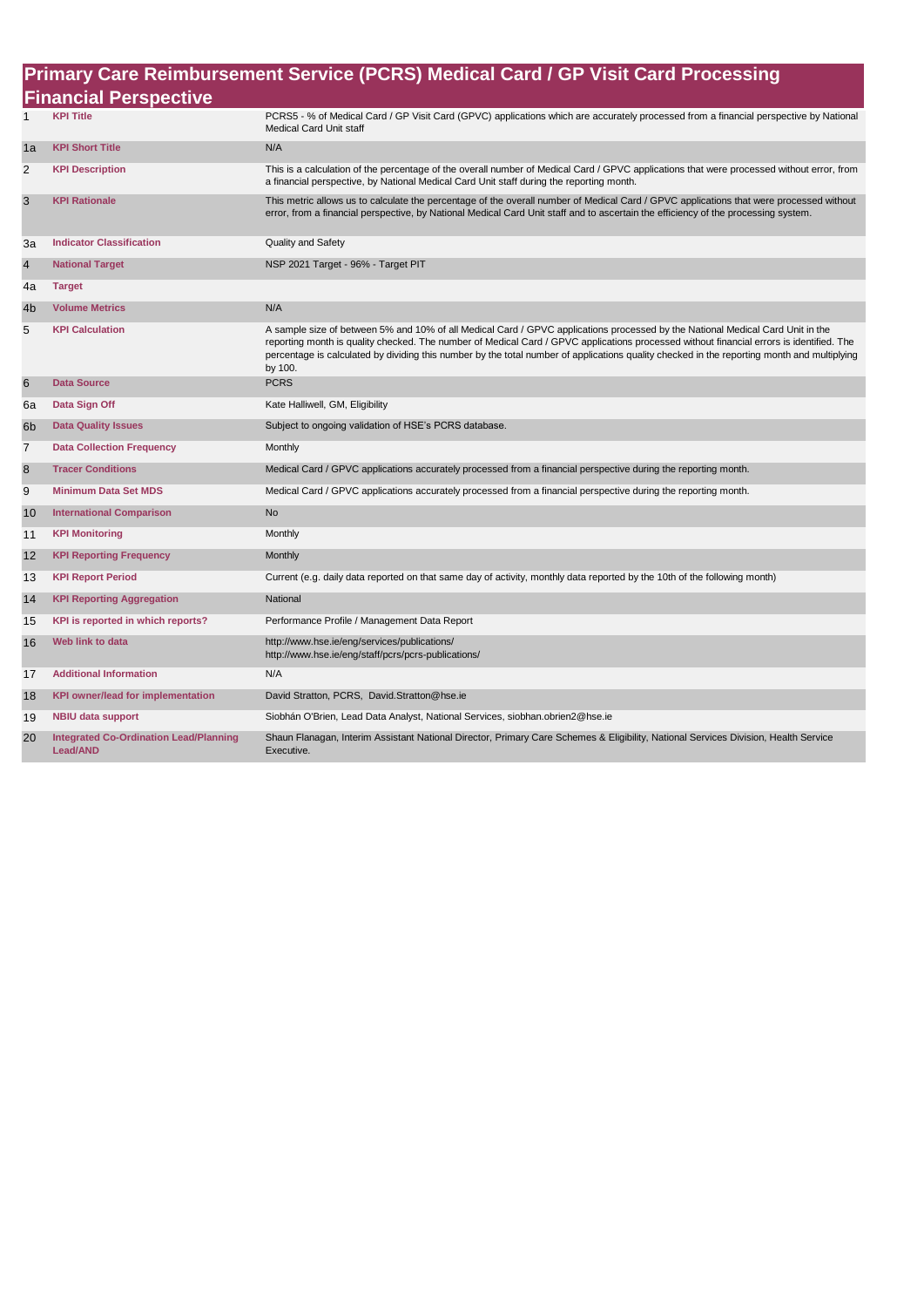# Primary Care Reimbursement Service (PCRS) Medical Card / GP Visit Card Processing

## Financial Perspective

| | | |
|---|---|---|
| 1 | **KPI Title** | PCRS5 - % of Medical Card / GP Visit Card (GPVC) applications which are accurately processed from a financial perspective by National Medical Card Unit staff |
| 1a | **KPI Short Title** | N/A |
| 2 | **KPI Description** | This is a calculation of the percentage of the overall number of Medical Card / GPVC applications that were processed without error, from a financial perspective, by National Medical Card Unit staff during the reporting month. |
| 3 | **KPI Rationale** | This metric allows us to calculate the percentage of the overall number of Medical Card / GPVC applications that were processed without error, from a financial perspective, by National Medical Card Unit staff and to ascertain the efficiency of the processing system. |
| 3a | **Indicator Classification** | Quality and Safety |
| 4 | **National Target** | NSP 2021 Target - 96% - Target PIT |
| 4a | **Target** | |
| 4b | **Volume Metrics** | N/A |
| 5 | **KPI Calculation** | A sample size of between 5% and 10% of all Medical Card / GPVC applications processed by the National Medical Card Unit in the reporting month is quality checked. The number of Medical Card / GPVC applications processed without financial errors is identified. The percentage is calculated by dividing this number by the total number of applications quality checked in the reporting month and multiplying by 100. |
| 6 | **Data Source** | PCRS |
| 6a | **Data Sign Off** | Kate Halliwell, GM, Eligibility |
| 6b | **Data Quality Issues** | Subject to ongoing validation of HSE's PCRS database. |
| 7 | **Data Collection Frequency** | Monthly |
| 8 | **Tracer Conditions** | Medical Card / GPVC applications accurately processed from a financial perspective during the reporting month. |
| 9 | **Minimum Data Set MDS** | Medical Card / GPVC applications accurately processed from a financial perspective during the reporting month. |
| 10 | **International Comparison** | No |
| 11 | **KPI Monitoring** | Monthly |
| 12 | **KPI Reporting Frequency** | Monthly |
| 13 | **KPI Report Period** | Current (e.g. daily data reported on that same day of activity, monthly data reported by the 10th of the following month) |
| 14 | **KPI Reporting Aggregation** | National |
| 15 | **KPI is reported in which reports?** | Performance Profile / Management Data Report |
| 16 | **Web link to data** | http://www.hse.ie/eng/services/publications/ http://www.hse.ie/eng/staff/pcrs/pcrs-publications/ |
| 17 | **Additional Information** | N/A |
| 18 | **KPI owner/lead for implementation** | David Stratton, PCRS, David.Stratton@hse.ie |
| 19 | **NBIU data support** | Siobhán O'Brien, Lead Data Analyst, National Services, siobhan.obrien2@hse.ie |
| 20 | **Integrated Co-Ordination Lead/Planning Lead/AND** | Shaun Flanagan, Interim Assistant National Director, Primary Care Schemes & Eligibility, National Services Division, Health Service Executive. |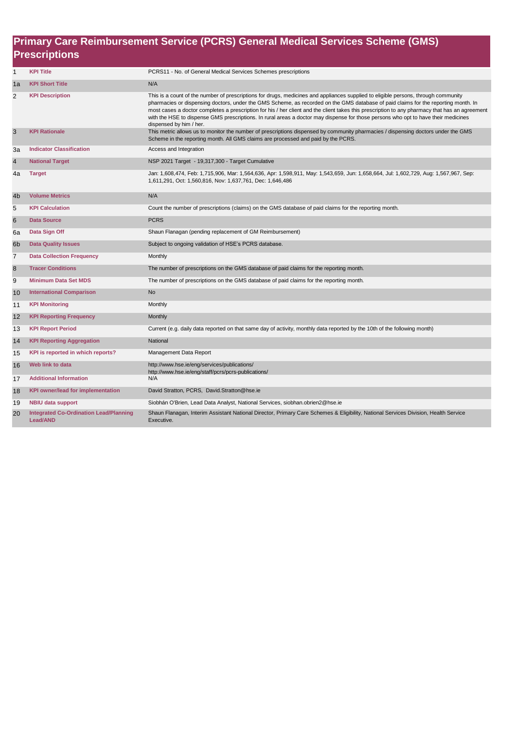# Primary Care Reimbursement Service (PCRS) General Medical Services Scheme (GMS) Prescriptions

| | | |
|---|---|---|
| 1 | **KPI Title** | PCRS11 - No. of General Medical Services Schemes prescriptions |
| 1a | **KPI Short Title** | N/A |
| 2 | **KPI Description** | This is a count of the number of prescriptions for drugs, medicines and appliances supplied to eligible persons, through community pharmacies or dispensing doctors, under the GMS Scheme, as recorded on the GMS database of paid claims for the reporting month. In most cases a doctor completes a prescription for his / her client and the client takes this prescription to any pharmacy that has an agreement with the HSE to dispense GMS prescriptions. In rural areas a doctor may dispense for those persons who opt to have their medicines dispensed by him / her. |
| 3 | **KPI Rationale** | This metric allows us to monitor the number of prescriptions dispensed by community pharmacies / dispensing doctors under the GMS Scheme in the reporting month. All GMS claims are processed and paid by the PCRS. |
| 3a | **Indicator Classification** | Access and Integration |
| 4 | **National Target** | NSP 2021 Target - 19,317,300 - Target Cumulative |
| 4a | **Target** | Jan: 1,608,474, Feb: 1,715,906, Mar: 1,564,636, Apr: 1,598,911, May: 1,543,659, Jun: 1,658,664, Jul: 1,602,729, Aug: 1,567,967, Sep: 1,611,291, Oct: 1,560,816, Nov: 1,637,761, Dec: 1,646,486 |
| 4b | **Volume Metrics** | N/A |
| 5 | **KPI Calculation** | Count the number of prescriptions (claims) on the GMS database of paid claims for the reporting month. |
| 6 | **Data Source** | PCRS |
| 6a | **Data Sign Off** | Shaun Flanagan (pending replacement of GM Reimbursement) |
| 6b | **Data Quality Issues** | Subject to ongoing validation of HSE's PCRS database. |
| 7 | **Data Collection Frequency** | Monthly |
| 8 | **Tracer Conditions** | The number of prescriptions on the GMS database of paid claims for the reporting month. |
| 9 | **Minimum Data Set MDS** | The number of prescriptions on the GMS database of paid claims for the reporting month. |
| 10 | **International Comparison** | No |
| 11 | **KPI Monitoring** | Monthly |
| 12 | **KPI Reporting Frequency** | Monthly |
| 13 | **KPI Report Period** | Current (e.g. daily data reported on that same day of activity, monthly data reported by the 10th of the following month) |
| 14 | **KPI Reporting Aggregation** | National |
| 15 | **KPI is reported in which reports?** | Management Data Report |
| 16 | **Web link to data** | http://www.hse.ie/eng/services/publications/ http://www.hse.ie/eng/staff/pcrs/pcrs-publications/ |
| 17 | **Additional Information** | N/A |
| 18 | **KPI owner/lead for implementation** | David Stratton, PCRS, David.Stratton@hse.ie |
| 19 | **NBIU data support** | Siobhán O'Brien, Lead Data Analyst, National Services, siobhan.obrien2@hse.ie |
| 20 | **Integrated Co-Ordination Lead/Planning Lead/AND** | Shaun Flanagan, Interim Assistant National Director, Primary Care Schemes & Eligibility, National Services Division, Health Service Executive. |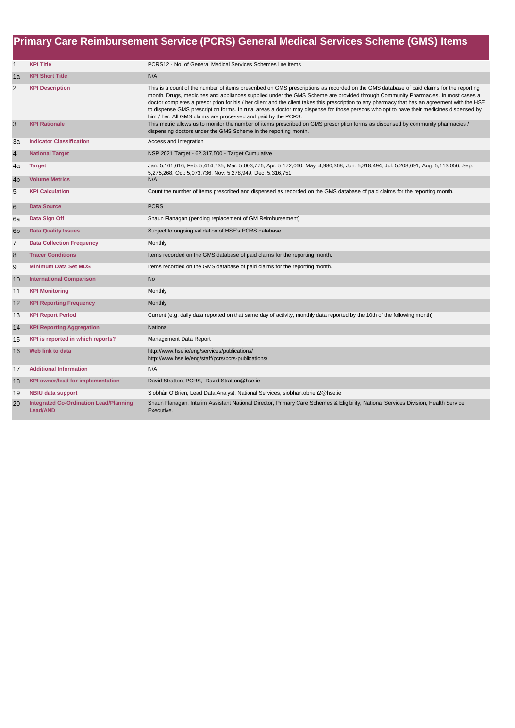# Primary Care Reimbursement Service (PCRS) General Medical Services Scheme (GMS) Items

| | | |
|---|---|---|
| 1 | **KPI Title** | PCRS12 - No. of General Medical Services Schemes line items |
| 1a | **KPI Short Title** | N/A |
| 2 | **KPI Description** | This is a count of the number of items prescribed on GMS prescriptions as recorded on the GMS database of paid claims for the reporting month. Drugs, medicines and appliances supplied under the GMS Scheme are provided through Community Pharmacies. In most cases a doctor completes a prescription for his / her client and the client takes this prescription to any pharmacy that has an agreement with the HSE to dispense GMS prescription forms. In rural areas a doctor may dispense for those persons who opt to have their medicines dispensed by him / her. All GMS claims are processed and paid by the PCRS. |
| 3 | **KPI Rationale** | This metric allows us to monitor the number of items prescribed on GMS prescription forms as dispensed by community pharmacies / dispensing doctors under the GMS Scheme in the reporting month. |
| 3a | **Indicator Classification** | Access and Integration |
| 4 | **National Target** | NSP 2021 Target - 62,317,500 - Target Cumulative |
| 4a | **Target** | Jan: 5,161,616, Feb: 5,414,735, Mar: 5,003,776, Apr: 5,172,060, May: 4,980,368, Jun: 5,318,494, Jul: 5,208,691, Aug: 5,113,056, Sep: 5,275,268, Oct: 5,073,736, Nov: 5,278,949, Dec: 5,316,751 |
| 4b | **Volume Metrics** | N/A |
| 5 | **KPI Calculation** | Count the number of items prescribed and dispensed as recorded on the GMS database of paid claims for the reporting month. |
| 6 | **Data Source** | PCRS |
| 6a | **Data Sign Off** | Shaun Flanagan (pending replacement of GM Reimbursement) |
| 6b | **Data Quality Issues** | Subject to ongoing validation of HSE's PCRS database. |
| 7 | **Data Collection Frequency** | Monthly |
| 8 | **Tracer Conditions** | Items recorded on the GMS database of paid claims for the reporting month. |
| 9 | **Minimum Data Set MDS** | Items recorded on the GMS database of paid claims for the reporting month. |
| 10 | **International Comparison** | No |
| 11 | **KPI Monitoring** | Monthly |
| 12 | **KPI Reporting Frequency** | Monthly |
| 13 | **KPI Report Period** | Current (e.g. daily data reported on that same day of activity, monthly data reported by the 10th of the following month) |
| 14 | **KPI Reporting Aggregation** | National |
| 15 | **KPI is reported in which reports?** | Management Data Report |
| 16 | **Web link to data** | http://www.hse.ie/eng/services/publications/ http://www.hse.ie/eng/staff/pcrs/pcrs-publications/ |
| 17 | **Additional Information** | N/A |
| 18 | **KPI owner/lead for implementation** | David Stratton, PCRS, David.Stratton@hse.ie |
| 19 | **NBIU data support** | Siobhán O'Brien, Lead Data Analyst, National Services, siobhan.obrien2@hse.ie |
| 20 | **Integrated Co-Ordination Lead/Planning Lead/AND** | Shaun Flanagan, Interim Assistant National Director, Primary Care Schemes & Eligibility, National Services Division, Health Service Executive. |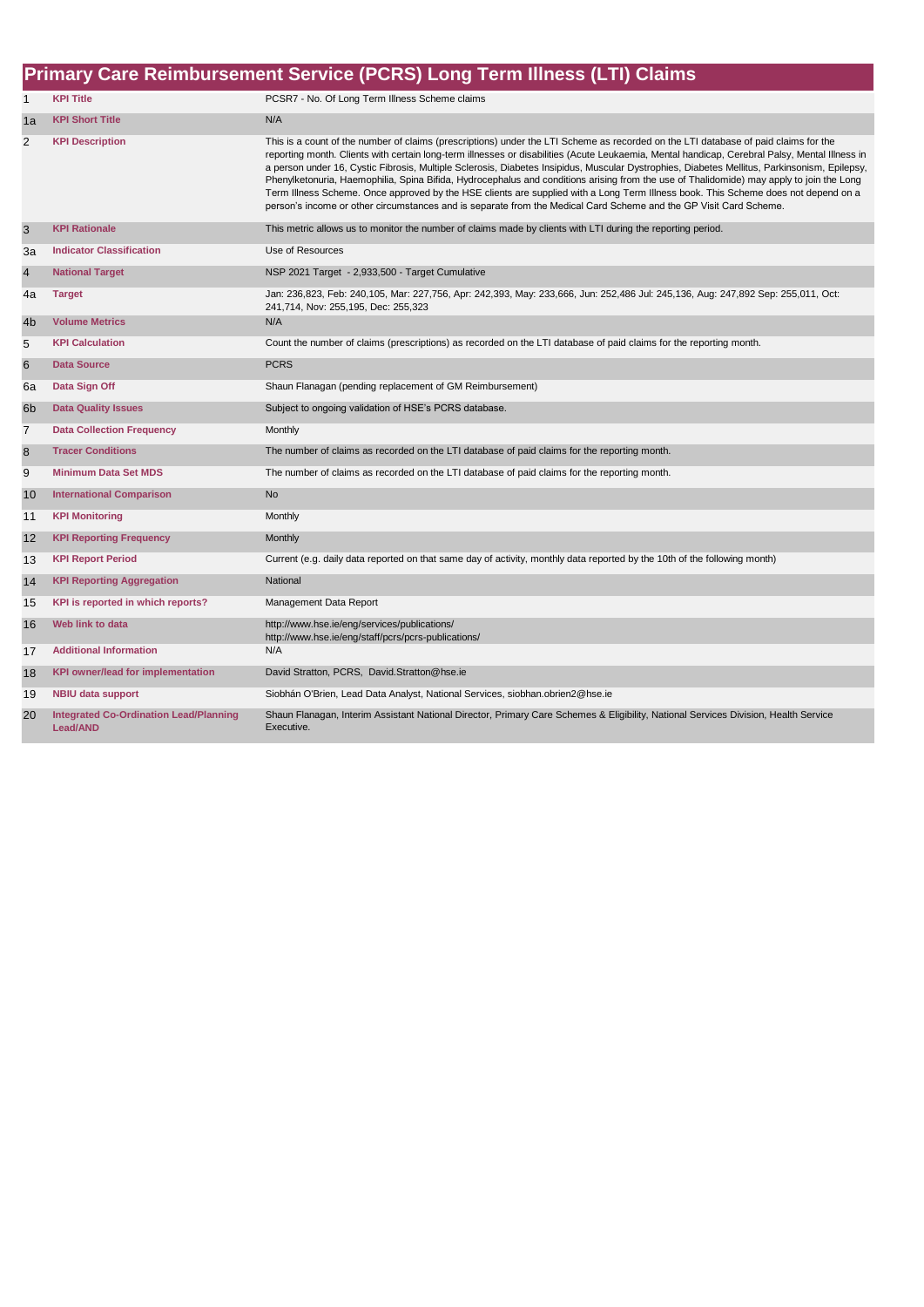# Primary Care Reimbursement Service (PCRS) Long Term Illness (LTI) Claims

| | | |
|---|---|---|
| 1 | **KPI Title** | PCSR7 - No. Of Long Term Illness Scheme claims |
| 1a | **KPI Short Title** | N/A |
| 2 | **KPI Description** | This is a count of the number of claims (prescriptions) under the LTI Scheme as recorded on the LTI database of paid claims for the reporting month. Clients with certain long-term illnesses or disabilities (Acute Leukaemia, Mental handicap, Cerebral Palsy, Mental Illness in a person under 16, Cystic Fibrosis, Multiple Sclerosis, Diabetes Insipidus, Muscular Dystrophies, Diabetes Mellitus, Parkinsonism, Epilepsy, Phenylketonuria, Haemophilia, Spina Bifida, Hydrocephalus and conditions arising from the use of Thalidomide) may apply to join the Long Term Illness Scheme. Once approved by the HSE clients are supplied with a Long Term Illness book. This Scheme does not depend on a person's income or other circumstances and is separate from the Medical Card Scheme and the GP Visit Card Scheme. |
| 3 | **KPI Rationale** | This metric allows us to monitor the number of claims made by clients with LTI during the reporting period. |
| 3a | **Indicator Classification** | Use of Resources |
| 4 | **National Target** | NSP 2021 Target - 2,933,500 - Target Cumulative |
| 4a | **Target** | Jan: 236,823, Feb: 240,105, Mar: 227,756, Apr: 242,393, May: 233,666, Jun: 252,486 Jul: 245,136, Aug: 247,892 Sep: 255,011, Oct: 241,714, Nov: 255,195, Dec: 255,323 |
| 4b | **Volume Metrics** | N/A |
| 5 | **KPI Calculation** | Count the number of claims (prescriptions) as recorded on the LTI database of paid claims for the reporting month. |
| 6 | **Data Source** | PCRS |
| 6a | **Data Sign Off** | Shaun Flanagan (pending replacement of GM Reimbursement) |
| 6b | **Data Quality Issues** | Subject to ongoing validation of HSE's PCRS database. |
| 7 | **Data Collection Frequency** | Monthly |
| 8 | **Tracer Conditions** | The number of claims as recorded on the LTI database of paid claims for the reporting month. |
| 9 | **Minimum Data Set MDS** | The number of claims as recorded on the LTI database of paid claims for the reporting month. |
| 10 | **International Comparison** | No |
| 11 | **KPI Monitoring** | Monthly |
| 12 | **KPI Reporting Frequency** | Monthly |
| 13 | **KPI Report Period** | Current (e.g. daily data reported on that same day of activity, monthly data reported by the 10th of the following month) |
| 14 | **KPI Reporting Aggregation** | National |
| 15 | **KPI is reported in which reports?** | Management Data Report |
| 16 | **Web link to data** | http://www.hse.ie/eng/services/publications/ http://www.hse.ie/eng/staff/pcrs/pcrs-publications/ |
| 17 | **Additional Information** | N/A |
| 18 | **KPI owner/lead for implementation** | David Stratton, PCRS, David.Stratton@hse.ie |
| 19 | **NBIU data support** | Siobhán O'Brien, Lead Data Analyst, National Services, siobhan.obrien2@hse.ie |
| 20 | **Integrated Co-Ordination Lead/Planning Lead/AND** | Shaun Flanagan, Interim Assistant National Director, Primary Care Schemes & Eligibility, National Services Division, Health Service Executive. |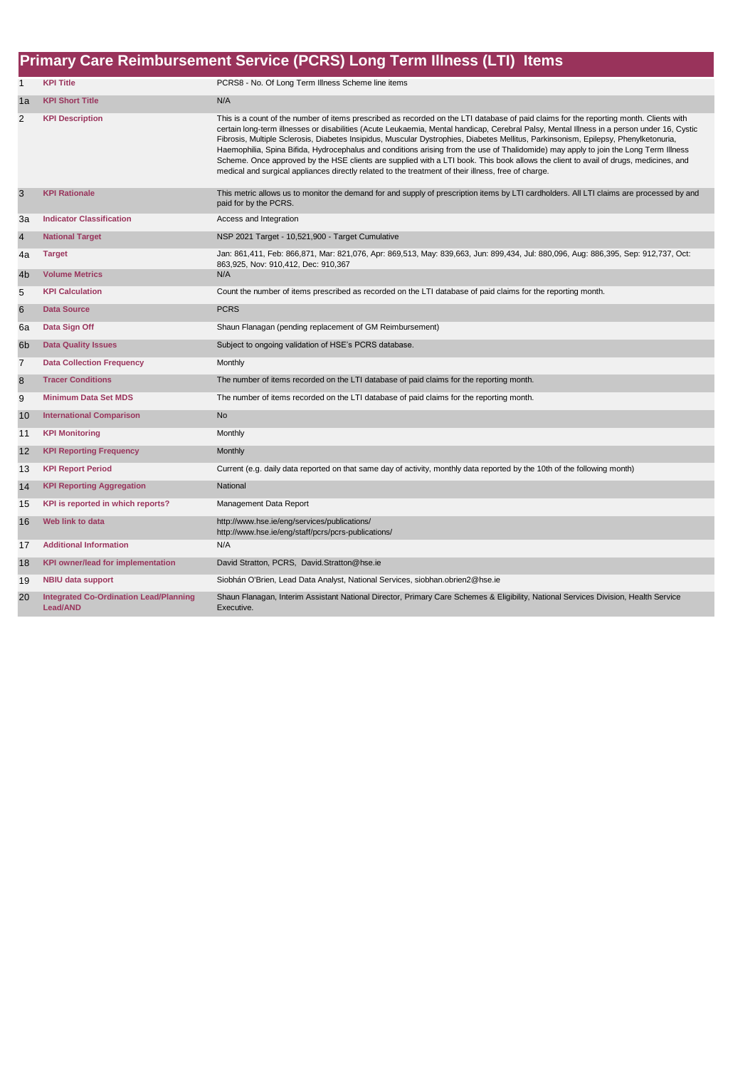# Primary Care Reimbursement Service (PCRS) Long Term Illness (LTI) Items

| | | |
|---|---|---|
| 1 | **KPI Title** | PCRS8 - No. Of Long Term Illness Scheme line items |
| 1a | **KPI Short Title** | N/A |
| 2 | **KPI Description** | This is a count of the number of items prescribed as recorded on the LTI database of paid claims for the reporting month. Clients with certain long-term illnesses or disabilities (Acute Leukaemia, Mental handicap, Cerebral Palsy, Mental Illness in a person under 16, Cystic Fibrosis, Multiple Sclerosis, Diabetes Insipidus, Muscular Dystrophies, Diabetes Mellitus, Parkinsonism, Epilepsy, Phenylketonuria, Haemophilia, Spina Bifida, Hydrocephalus and conditions arising from the use of Thalidomide) may apply to join the Long Term Illness Scheme. Once approved by the HSE clients are supplied with a LTI book. This book allows the client to avail of drugs, medicines, and medical and surgical appliances directly related to the treatment of their illness, free of charge. |
| 3 | **KPI Rationale** | This metric allows us to monitor the demand for and supply of prescription items by LTI cardholders. All LTI claims are processed by and paid for by the PCRS. |
| 3a | **Indicator Classification** | Access and Integration |
| 4 | **National Target** | NSP 2021 Target - 10,521,900 - Target Cumulative |
| 4a | **Target** | Jan: 861,411, Feb: 866,871, Mar: 821,076, Apr: 869,513, May: 839,663, Jun: 899,434, Jul: 880,096, Aug: 886,395, Sep: 912,737, Oct: 863,925, Nov: 910,412, Dec: 910,367 |
| 4b | **Volume Metrics** | N/A |
| 5 | **KPI Calculation** | Count the number of items prescribed as recorded on the LTI database of paid claims for the reporting month. |
| 6 | **Data Source** | PCRS |
| 6a | **Data Sign Off** | Shaun Flanagan (pending replacement of GM Reimbursement) |
| 6b | **Data Quality Issues** | Subject to ongoing validation of HSE's PCRS database. |
| 7 | **Data Collection Frequency** | Monthly |
| 8 | **Tracer Conditions** | The number of items recorded on the LTI database of paid claims for the reporting month. |
| 9 | **Minimum Data Set MDS** | The number of items recorded on the LTI database of paid claims for the reporting month. |
| 10 | **International Comparison** | No |
| 11 | **KPI Monitoring** | Monthly |
| 12 | **KPI Reporting Frequency** | Monthly |
| 13 | **KPI Report Period** | Current (e.g. daily data reported on that same day of activity, monthly data reported by the 10th of the following month) |
| 14 | **KPI Reporting Aggregation** | National |
| 15 | **KPI is reported in which reports?** | Management Data Report |
| 16 | **Web link to data** | http://www.hse.ie/eng/services/publications/ http://www.hse.ie/eng/staff/pcrs/pcrs-publications/ |
| 17 | **Additional Information** | N/A |
| 18 | **KPI owner/lead for implementation** | David Stratton, PCRS, David.Stratton@hse.ie |
| 19 | **NBIU data support** | Siobhán O'Brien, Lead Data Analyst, National Services, siobhan.obrien2@hse.ie |
| 20 | **Integrated Co-Ordination Lead/Planning Lead/AND** | Shaun Flanagan, Interim Assistant National Director, Primary Care Schemes & Eligibility, National Services Division, Health Service Executive. |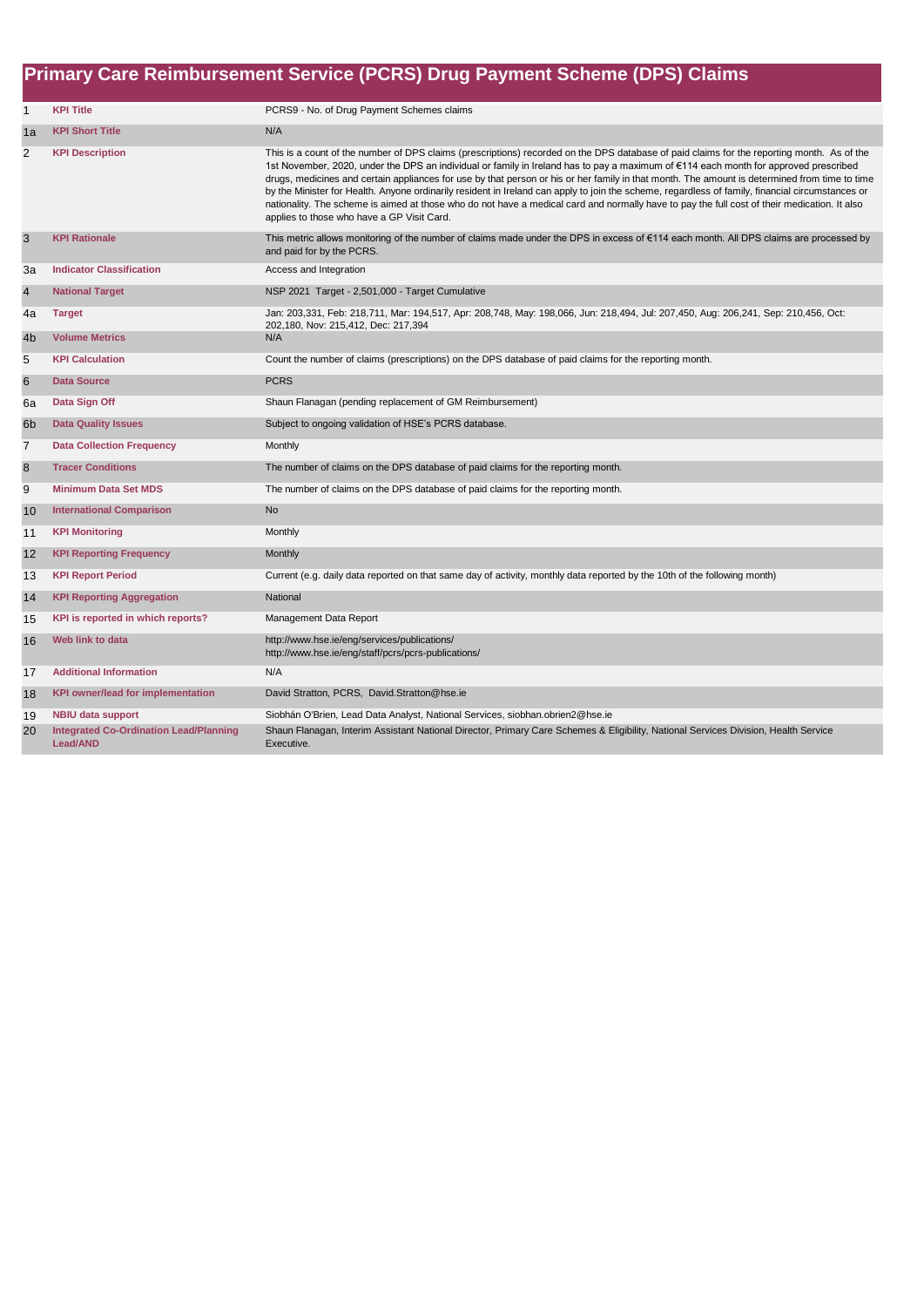# Primary Care Reimbursement Service (PCRS) Drug Payment Scheme (DPS) Claims

| | | |
|---|---|---|
| 1 | **KPI Title** | PCRS9 - No. of Drug Payment Schemes claims |
| 1a | **KPI Short Title** | N/A |
| 2 | **KPI Description** | This is a count of the number of DPS claims (prescriptions) recorded on the DPS database of paid claims for the reporting month. As of the 1st November, 2020, under the DPS an individual or family in Ireland has to pay a maximum of €114 each month for approved prescribed drugs, medicines and certain appliances for use by that person or his or her family in that month. The amount is determined from time to time by the Minister for Health. Anyone ordinarily resident in Ireland can apply to join the scheme, regardless of family, financial circumstances or nationality. The scheme is aimed at those who do not have a medical card and normally have to pay the full cost of their medication. It also applies to those who have a GP Visit Card. |
| 3 | **KPI Rationale** | This metric allows monitoring of the number of claims made under the DPS in excess of €114 each month. All DPS claims are processed by and paid for by the PCRS. |
| 3a | **Indicator Classification** | Access and Integration |
| 4 | **National Target** | NSP 2021 Target - 2,501,000 - Target Cumulative |
| 4a | **Target** | Jan: 203,331, Feb: 218,711, Mar: 194,517, Apr: 208,748, May: 198,066, Jun: 218,494, Jul: 207,450, Aug: 206,241, Sep: 210,456, Oct: 202,180, Nov: 215,412, Dec: 217,394 |
| 4b | **Volume Metrics** | N/A |
| 5 | **KPI Calculation** | Count the number of claims (prescriptions) on the DPS database of paid claims for the reporting month. |
| 6 | **Data Source** | PCRS |
| 6a | **Data Sign Off** | Shaun Flanagan (pending replacement of GM Reimbursement) |
| 6b | **Data Quality Issues** | Subject to ongoing validation of HSE's PCRS database. |
| 7 | **Data Collection Frequency** | Monthly |
| 8 | **Tracer Conditions** | The number of claims on the DPS database of paid claims for the reporting month. |
| 9 | **Minimum Data Set MDS** | The number of claims on the DPS database of paid claims for the reporting month. |
| 10 | **International Comparison** | No |
| 11 | **KPI Monitoring** | Monthly |
| 12 | **KPI Reporting Frequency** | Monthly |
| 13 | **KPI Report Period** | Current (e.g. daily data reported on that same day of activity, monthly data reported by the 10th of the following month) |
| 14 | **KPI Reporting Aggregation** | National |
| 15 | **KPI is reported in which reports?** | Management Data Report |
| 16 | **Web link to data** | http://www.hse.ie/eng/services/publications/<br>http://www.hse.ie/eng/staff/pcrs/pcrs-publications/ |
| 17 | **Additional Information** | N/A |
| 18 | **KPI owner/lead for implementation** | David Stratton, PCRS, David.Stratton@hse.ie |
| 19 | **NBIU data support** | Siobhán O'Brien, Lead Data Analyst, National Services, siobhan.obrien2@hse.ie |
| 20 | **Integrated Co-Ordination Lead/Planning Lead/AND** | Shaun Flanagan, Interim Assistant National Director, Primary Care Schemes & Eligibility, National Services Division, Health Service Executive. |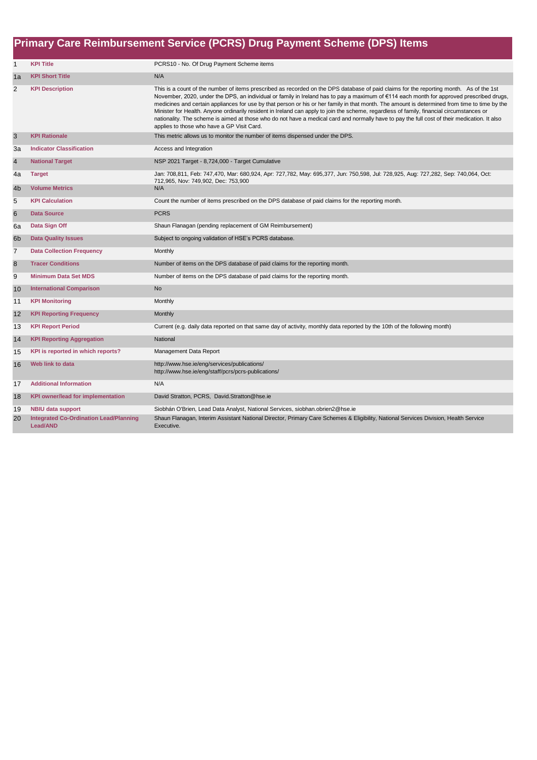# Primary Care Reimbursement Service (PCRS) Drug Payment Scheme (DPS) Items

| | | |
|---|---|---|
| 1 | **KPI Title** | PCRS10 - No. Of Drug Payment Scheme items |
| 1a | **KPI Short Title** | N/A |
| 2 | **KPI Description** | This is a count of the number of items prescribed as recorded on the DPS database of paid claims for the reporting month. As of the 1st November, 2020, under the DPS, an individual or family in Ireland has to pay a maximum of €114 each month for approved prescribed drugs, medicines and certain appliances for use by that person or his or her family in that month. The amount is determined from time to time by the Minister for Health. Anyone ordinarily resident in Ireland can apply to join the scheme, regardless of family, financial circumstances or nationality. The scheme is aimed at those who do not have a medical card and normally have to pay the full cost of their medication. It also applies to those who have a GP Visit Card. |
| 3 | **KPI Rationale** | This metric allows us to monitor the number of items dispensed under the DPS. |
| 3a | **Indicator Classification** | Access and Integration |
| 4 | **National Target** | NSP 2021 Target - 8,724,000 - Target Cumulative |
| 4a | **Target** | Jan: 708,811, Feb: 747,470, Mar: 680,924, Apr: 727,782, May: 695,377, Jun: 750,598, Jul: 728,925, Aug: 727,282, Sep: 740,064, Oct: 712,965, Nov: 749,902, Dec: 753,900 |
| 4b | **Volume Metrics** | N/A |
| 5 | **KPI Calculation** | Count the number of items prescribed on the DPS database of paid claims for the reporting month. |
| 6 | **Data Source** | PCRS |
| 6a | **Data Sign Off** | Shaun Flanagan (pending replacement of GM Reimbursement) |
| 6b | **Data Quality Issues** | Subject to ongoing validation of HSE's PCRS database. |
| 7 | **Data Collection Frequency** | Monthly |
| 8 | **Tracer Conditions** | Number of items on the DPS database of paid claims for the reporting month. |
| 9 | **Minimum Data Set MDS** | Number of items on the DPS database of paid claims for the reporting month. |
| 10 | **International Comparison** | No |
| 11 | **KPI Monitoring** | Monthly |
| 12 | **KPI Reporting Frequency** | Monthly |
| 13 | **KPI Report Period** | Current (e.g. daily data reported on that same day of activity, monthly data reported by the 10th of the following month) |
| 14 | **KPI Reporting Aggregation** | National |
| 15 | **KPI is reported in which reports?** | Management Data Report |
| 16 | **Web link to data** | http://www.hse.ie/eng/services/publications/ http://www.hse.ie/eng/staff/pcrs/pcrs-publications/ |
| 17 | **Additional Information** | N/A |
| 18 | **KPI owner/lead for implementation** | David Stratton, PCRS, David.Stratton@hse.ie |
| 19 | **NBIU data support** | Siobhán O'Brien, Lead Data Analyst, National Services, siobhan.obrien2@hse.ie |
| 20 | **Integrated Co-Ordination Lead/Planning Lead/AND** | Shaun Flanagan, Interim Assistant National Director, Primary Care Schemes & Eligibility, National Services Division, Health Service Executive. |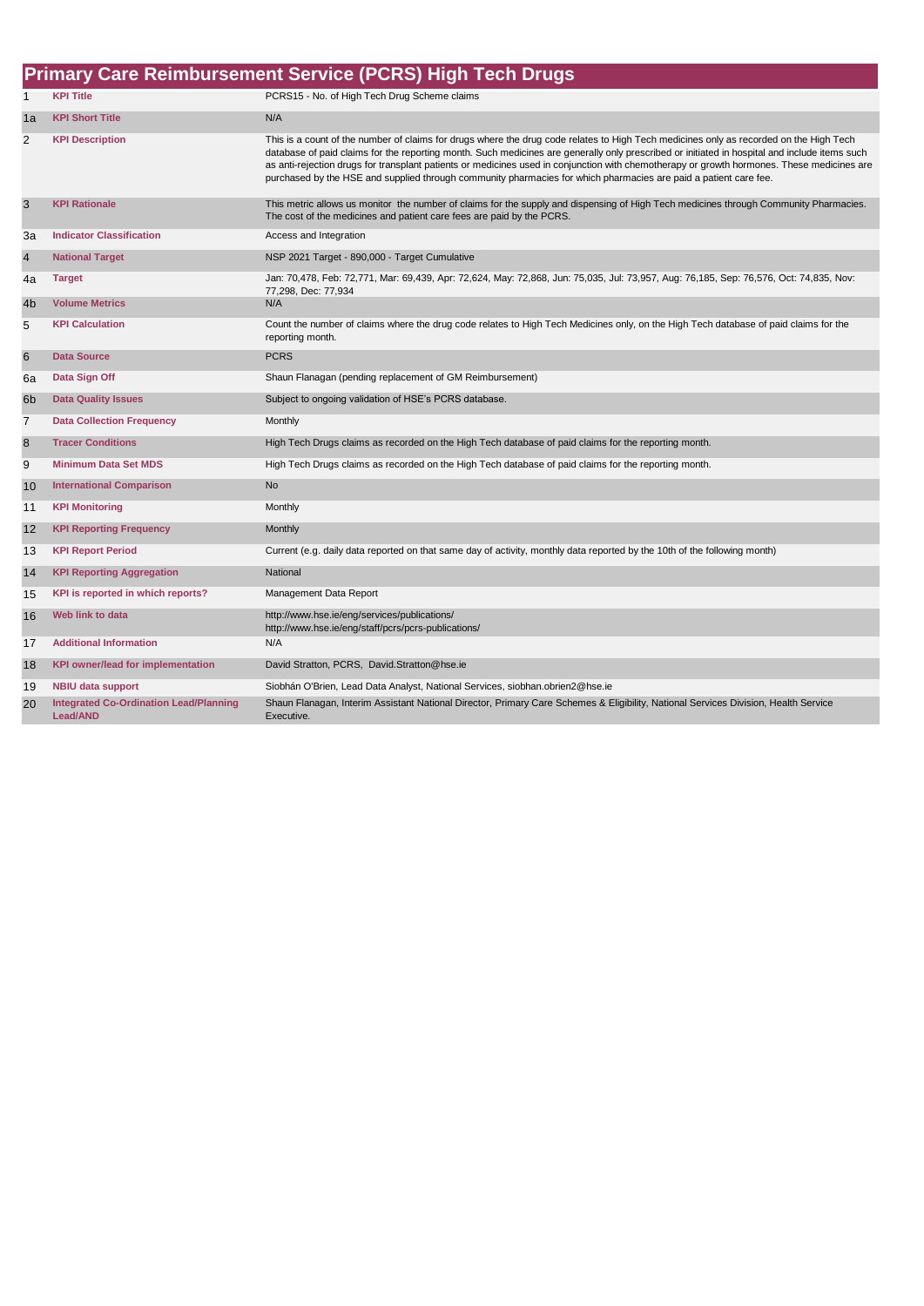# Primary Care Reimbursement Service (PCRS) High Tech Drugs

| | | |
|---|---|---|
| 1 | **KPI Title** | PCRS15 - No. of High Tech Drug Scheme claims |
| 1a | **KPI Short Title** | N/A |
| 2 | **KPI Description** | This is a count of the number of claims for drugs where the drug code relates to High Tech medicines only as recorded on the High Tech database of paid claims for the reporting month. Such medicines are generally only prescribed or initiated in hospital and include items such as anti-rejection drugs for transplant patients or medicines used in conjunction with chemotherapy or growth hormones. These medicines are purchased by the HSE and supplied through community pharmacies for which pharmacies are paid a patient care fee. |
| 3 | **KPI Rationale** | This metric allows us monitor the number of claims for the supply and dispensing of High Tech medicines through Community Pharmacies. The cost of the medicines and patient care fees are paid by the PCRS. |
| 3a | **Indicator Classification** | Access and Integration |
| 4 | **National Target** | NSP 2021 Target - 890,000 - Target Cumulative |
| 4a | **Target** | Jan: 70,478, Feb: 72,771, Mar: 69,439, Apr: 72,624, May: 72,868, Jun: 75,035, Jul: 73,957, Aug: 76,185, Sep: 76,576, Oct: 74,835, Nov: 77,298, Dec: 77,934 |
| 4b | **Volume Metrics** | N/A |
| 5 | **KPI Calculation** | Count the number of claims where the drug code relates to High Tech Medicines only, on the High Tech database of paid claims for the reporting month. |
| 6 | **Data Source** | PCRS |
| 6a | **Data Sign Off** | Shaun Flanagan (pending replacement of GM Reimbursement) |
| 6b | **Data Quality Issues** | Subject to ongoing validation of HSE's PCRS database. |
| 7 | **Data Collection Frequency** | Monthly |
| 8 | **Tracer Conditions** | High Tech Drugs claims as recorded on the High Tech database of paid claims for the reporting month. |
| 9 | **Minimum Data Set MDS** | High Tech Drugs claims as recorded on the High Tech database of paid claims for the reporting month. |
| 10 | **International Comparison** | No |
| 11 | **KPI Monitoring** | Monthly |
| 12 | **KPI Reporting Frequency** | Monthly |
| 13 | **KPI Report Period** | Current (e.g. daily data reported on that same day of activity, monthly data reported by the 10th of the following month) |
| 14 | **KPI Reporting Aggregation** | National |
| 15 | **KPI is reported in which reports?** | Management Data Report |
| 16 | **Web link to data** | http://www.hse.ie/eng/services/publications/ http://www.hse.ie/eng/staff/pcrs/pcrs-publications/ |
| 17 | **Additional Information** | N/A |
| 18 | **KPI owner/lead for implementation** | David Stratton, PCRS, David.Stratton@hse.ie |
| 19 | **NBIU data support** | Siobhán O'Brien, Lead Data Analyst, National Services, siobhan.obrien2@hse.ie |
| 20 | **Integrated Co-Ordination Lead/Planning Lead/AND** | Shaun Flanagan, Interim Assistant National Director, Primary Care Schemes & Eligibility, National Services Division, Health Service Executive. |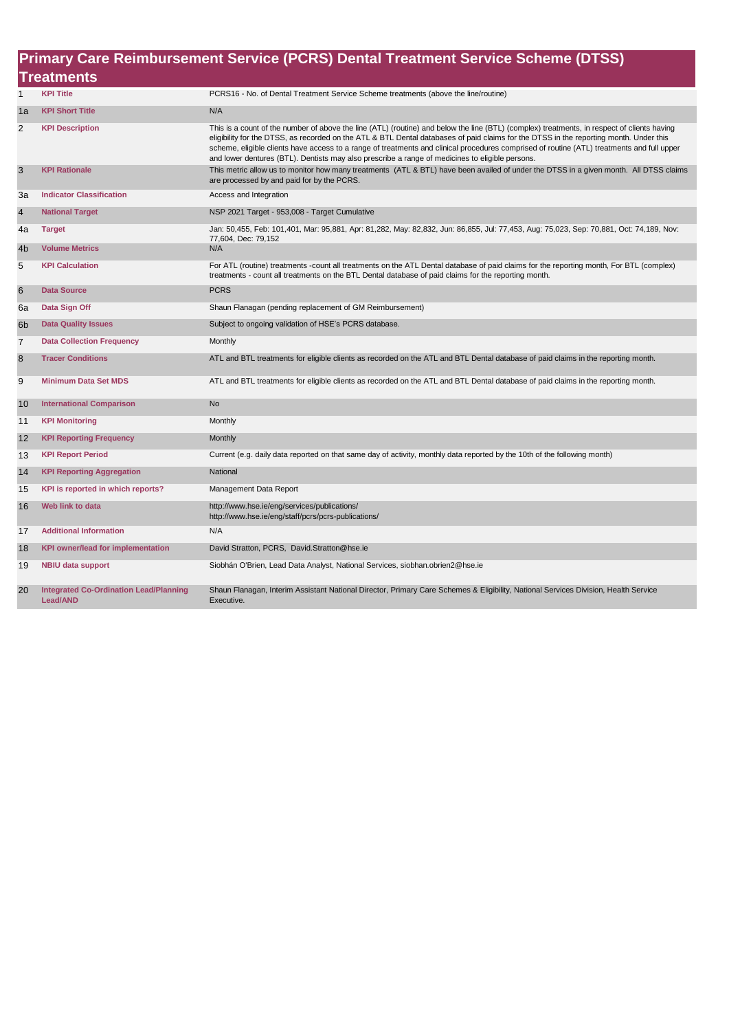# Primary Care Reimbursement Service (PCRS) Dental Treatment Service Scheme (DTSS) Treatments

| | | |
|---|---|---|
| 1 | **KPI Title** | PCRS16 - No. of Dental Treatment Service Scheme treatments (above the line/routine) |
| 1a | **KPI Short Title** | N/A |
| 2 | **KPI Description** | This is a count of the number of above the line (ATL) (routine) and below the line (BTL) (complex) treatments, in respect of clients having eligibility for the DTSS, as recorded on the ATL & BTL Dental databases of paid claims for the DTSS in the reporting month. Under this scheme, eligible clients have access to a range of treatments and clinical procedures comprised of routine (ATL) treatments and full upper and lower dentures (BTL). Dentists may also prescribe a range of medicines to eligible persons. |
| 3 | **KPI Rationale** | This metric allow us to monitor how many treatments (ATL & BTL) have been availed of under the DTSS in a given month. All DTSS claims are processed by and paid for by the PCRS. |
| 3a | **Indicator Classification** | Access and Integration |
| 4 | **National Target** | NSP 2021 Target - 953,008 - Target Cumulative |
| 4a | **Target** | Jan: 50,455, Feb: 101,401, Mar: 95,881, Apr: 81,282, May: 82,832, Jun: 86,855, Jul: 77,453, Aug: 75,023, Sep: 70,881, Oct: 74,189, Nov: 77,604, Dec: 79,152 |
| 4b | **Volume Metrics** | N/A |
| 5 | **KPI Calculation** | For ATL (routine) treatments -count all treatments on the ATL Dental database of paid claims for the reporting month, For BTL (complex) treatments - count all treatments on the BTL Dental database of paid claims for the reporting month. |
| 6 | **Data Source** | PCRS |
| 6a | **Data Sign Off** | Shaun Flanagan (pending replacement of GM Reimbursement) |
| 6b | **Data Quality Issues** | Subject to ongoing validation of HSE's PCRS database. |
| 7 | **Data Collection Frequency** | Monthly |
| 8 | **Tracer Conditions** | ATL and BTL treatments for eligible clients as recorded on the ATL and BTL Dental database of paid claims in the reporting month. |
| 9 | **Minimum Data Set MDS** | ATL and BTL treatments for eligible clients as recorded on the ATL and BTL Dental database of paid claims in the reporting month. |
| 10 | **International Comparison** | No |
| 11 | **KPI Monitoring** | Monthly |
| 12 | **KPI Reporting Frequency** | Monthly |
| 13 | **KPI Report Period** | Current (e.g. daily data reported on that same day of activity, monthly data reported by the 10th of the following month) |
| 14 | **KPI Reporting Aggregation** | National |
| 15 | **KPI is reported in which reports?** | Management Data Report |
| 16 | **Web link to data** | http://www.hse.ie/eng/services/publications/ http://www.hse.ie/eng/staff/pcrs/pcrs-publications/ |
| 17 | **Additional Information** | N/A |
| 18 | **KPI owner/lead for implementation** | David Stratton, PCRS, David.Stratton@hse.ie |
| 19 | **NBIU data support** | Siobhán O'Brien, Lead Data Analyst, National Services, siobhan.obrien2@hse.ie |
| 20 | **Integrated Co-Ordination Lead/Planning Lead/AND** | Shaun Flanagan, Interim Assistant National Director, Primary Care Schemes & Eligibility, National Services Division, Health Service Executive. |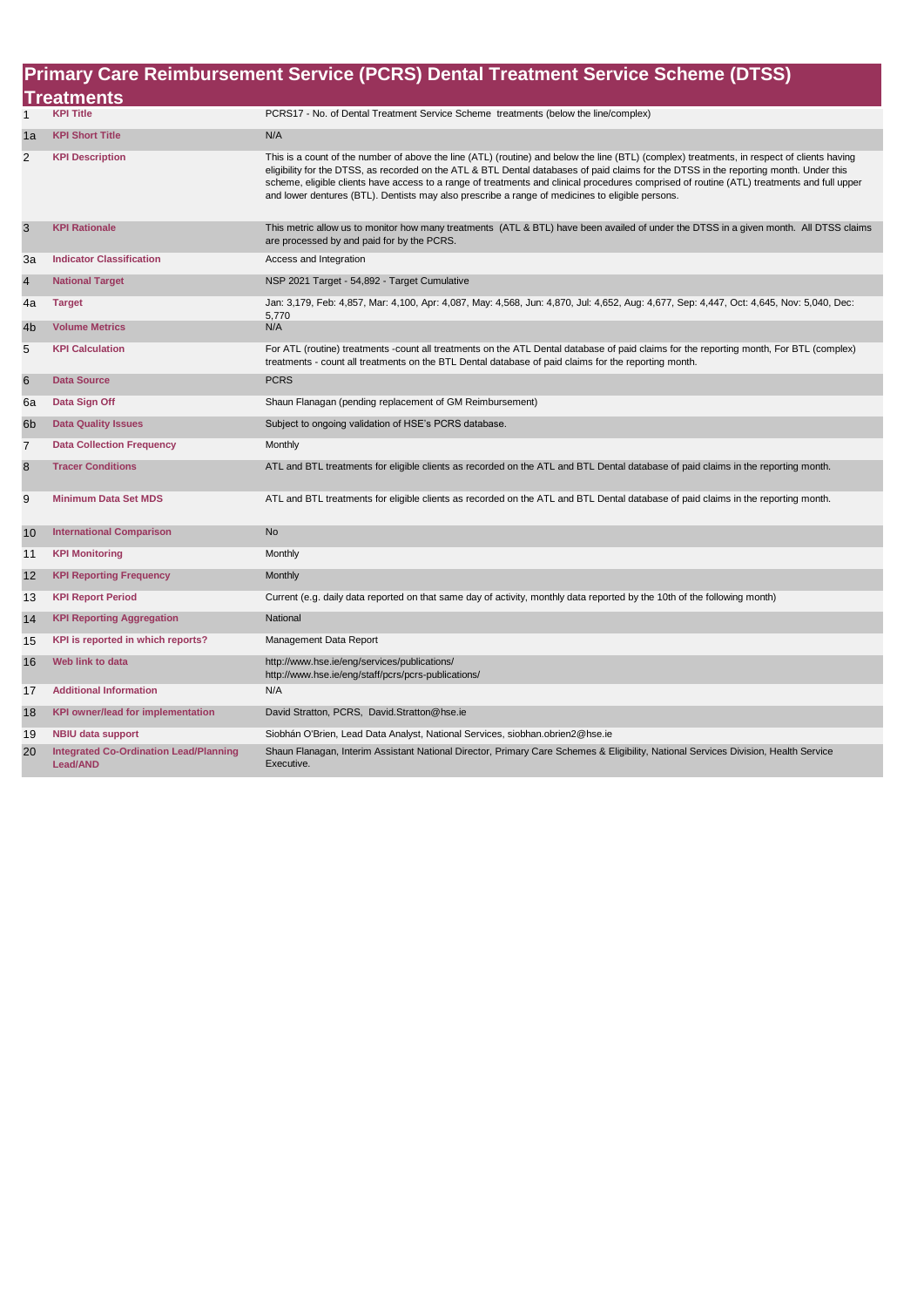# Primary Care Reimbursement Service (PCRS) Dental Treatment Service Scheme (DTSS) Treatments

| | | |
|---|---|---|
| 1 | **KPI Title** | PCRS17 - No. of Dental Treatment Service Scheme treatments (below the line/complex) |
| 1a | **KPI Short Title** | N/A |
| 2 | **KPI Description** | This is a count of the number of above the line (ATL) (routine) and below the line (BTL) (complex) treatments, in respect of clients having eligibility for the DTSS, as recorded on the ATL & BTL Dental databases of paid claims for the DTSS in the reporting month. Under this scheme, eligible clients have access to a range of treatments and clinical procedures comprised of routine (ATL) treatments and full upper and lower dentures (BTL). Dentists may also prescribe a range of medicines to eligible persons. |
| 3 | **KPI Rationale** | This metric allow us to monitor how many treatments (ATL & BTL) have been availed of under the DTSS in a given month. All DTSS claims are processed by and paid for by the PCRS. |
| 3a | **Indicator Classification** | Access and Integration |
| 4 | **National Target** | NSP 2021 Target - 54,892 - Target Cumulative |
| 4a | **Target** | Jan: 3,179, Feb: 4,857, Mar: 4,100, Apr: 4,087, May: 4,568, Jun: 4,870, Jul: 4,652, Aug: 4,677, Sep: 4,447, Oct: 4,645, Nov: 5,040, Dec: 5,770 |
| 4b | **Volume Metrics** | N/A |
| 5 | **KPI Calculation** | For ATL (routine) treatments -count all treatments on the ATL Dental database of paid claims for the reporting month, For BTL (complex) treatments - count all treatments on the BTL Dental database of paid claims for the reporting month. |
| 6 | **Data Source** | PCRS |
| 6a | **Data Sign Off** | Shaun Flanagan (pending replacement of GM Reimbursement) |
| 6b | **Data Quality Issues** | Subject to ongoing validation of HSE's PCRS database. |
| 7 | **Data Collection Frequency** | Monthly |
| 8 | **Tracer Conditions** | ATL and BTL treatments for eligible clients as recorded on the ATL and BTL Dental database of paid claims in the reporting month. |
| 9 | **Minimum Data Set MDS** | ATL and BTL treatments for eligible clients as recorded on the ATL and BTL Dental database of paid claims in the reporting month. |
| 10 | **International Comparison** | No |
| 11 | **KPI Monitoring** | Monthly |
| 12 | **KPI Reporting Frequency** | Monthly |
| 13 | **KPI Report Period** | Current (e.g. daily data reported on that same day of activity, monthly data reported by the 10th of the following month) |
| 14 | **KPI Reporting Aggregation** | National |
| 15 | **KPI is reported in which reports?** | Management Data Report |
| 16 | **Web link to data** | http://www.hse.ie/eng/services/publications/ http://www.hse.ie/eng/staff/pcrs/pcrs-publications/ |
| 17 | **Additional Information** | N/A |
| 18 | **KPI owner/lead for implementation** | David Stratton, PCRS, David.Stratton@hse.ie |
| 19 | **NBIU data support** | Siobhán O'Brien, Lead Data Analyst, National Services, siobhan.obrien2@hse.ie |
| 20 | **Integrated Co-Ordination Lead/Planning Lead/AND** | Shaun Flanagan, Interim Assistant National Director, Primary Care Schemes & Eligibility, National Services Division, Health Service Executive. |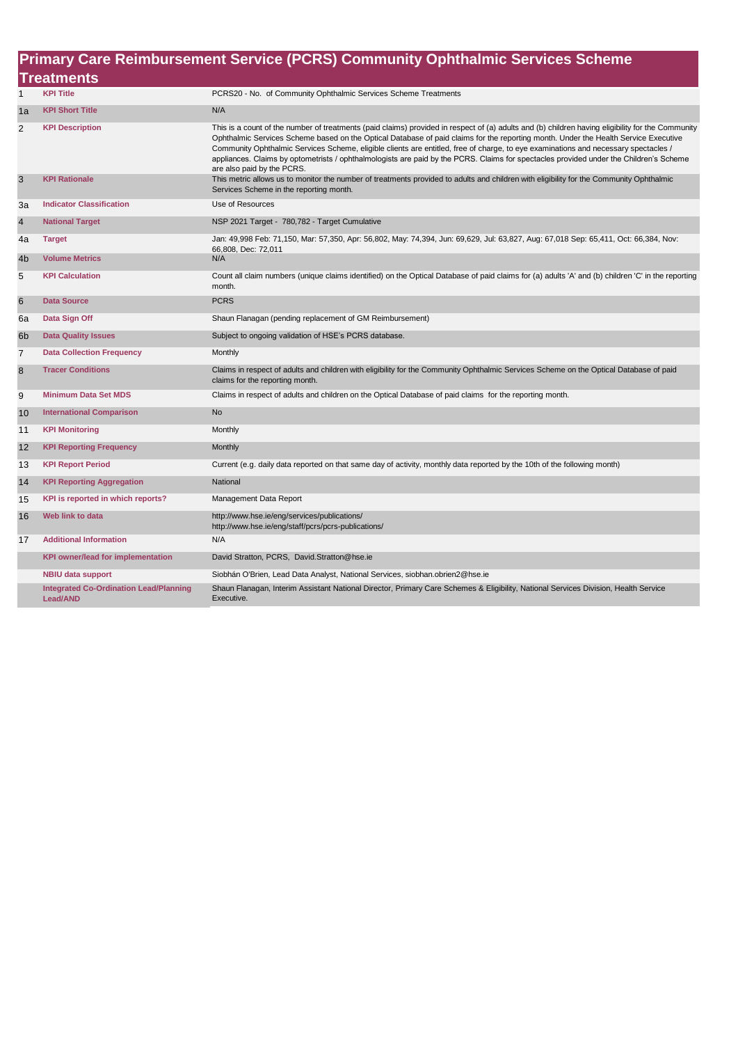## Primary Care Reimbursement Service (PCRS) Community Ophthalmic Services Scheme Treatments

| | | |
|---|---|---|
| 1 | **KPI Title** | PCRS20 - No. of Community Ophthalmic Services Scheme Treatments |
| 1a | **KPI Short Title** | N/A |
| 2 | **KPI Description** | This is a count of the number of treatments (paid claims) provided in respect of (a) adults and (b) children having eligibility for the Community Ophthalmic Services Scheme based on the Optical Database of paid claims for the reporting month. Under the Health Service Executive Community Ophthalmic Services Scheme, eligible clients are entitled, free of charge, to eye examinations and necessary spectacles / appliances. Claims by optometrists / ophthalmologists are paid by the PCRS. Claims for spectacles provided under the Children's Scheme are also paid by the PCRS. |
| 3 | **KPI Rationale** | This metric allows us to monitor the number of treatments provided to adults and children with eligibility for the Community Ophthalmic Services Scheme in the reporting month. |
| 3a | **Indicator Classification** | Use of Resources |
| 4 | **National Target** | NSP 2021 Target - 780,782 - Target Cumulative |
| 4a | **Target** | Jan: 49,998 Feb: 71,150, Mar: 57,350, Apr: 56,802, May: 74,394, Jun: 69,629, Jul: 63,827, Aug: 67,018 Sep: 65,411, Oct: 66,384, Nov: 66,808, Dec: 72,011 |
| 4b | **Volume Metrics** | N/A |
| 5 | **KPI Calculation** | Count all claim numbers (unique claims identified) on the Optical Database of paid claims for (a) adults 'A' and (b) children 'C' in the reporting month. |
| 6 | **Data Source** | PCRS |
| 6a | **Data Sign Off** | Shaun Flanagan (pending replacement of GM Reimbursement) |
| 6b | **Data Quality Issues** | Subject to ongoing validation of HSE's PCRS database. |
| 7 | **Data Collection Frequency** | Monthly |
| 8 | **Tracer Conditions** | Claims in respect of adults and children with eligibility for the Community Ophthalmic Services Scheme on the Optical Database of paid claims for the reporting month. |
| 9 | **Minimum Data Set MDS** | Claims in respect of adults and children on the Optical Database of paid claims for the reporting month. |
| 10 | **International Comparison** | No |
| 11 | **KPI Monitoring** | Monthly |
| 12 | **KPI Reporting Frequency** | Monthly |
| 13 | **KPI Report Period** | Current (e.g. daily data reported on that same day of activity, monthly data reported by the 10th of the following month) |
| 14 | **KPI Reporting Aggregation** | National |
| 15 | **KPI is reported in which reports?** | Management Data Report |
| 16 | **Web link to data** | http://www.hse.ie/eng/services/publications/<br>http://www.hse.ie/eng/staff/pcrs/pcrs-publications/ |
| 17 | **Additional Information** | N/A |
| | **KPI owner/lead for implementation** | David Stratton, PCRS, David.Stratton@hse.ie |
| | **NBIU data support** | Siobhán O'Brien, Lead Data Analyst, National Services, siobhan.obrien2@hse.ie |
| | **Integrated Co-Ordination Lead/Planning Lead/AND** | Shaun Flanagan, Interim Assistant National Director, Primary Care Schemes & Eligibility, National Services Division, Health Service Executive. |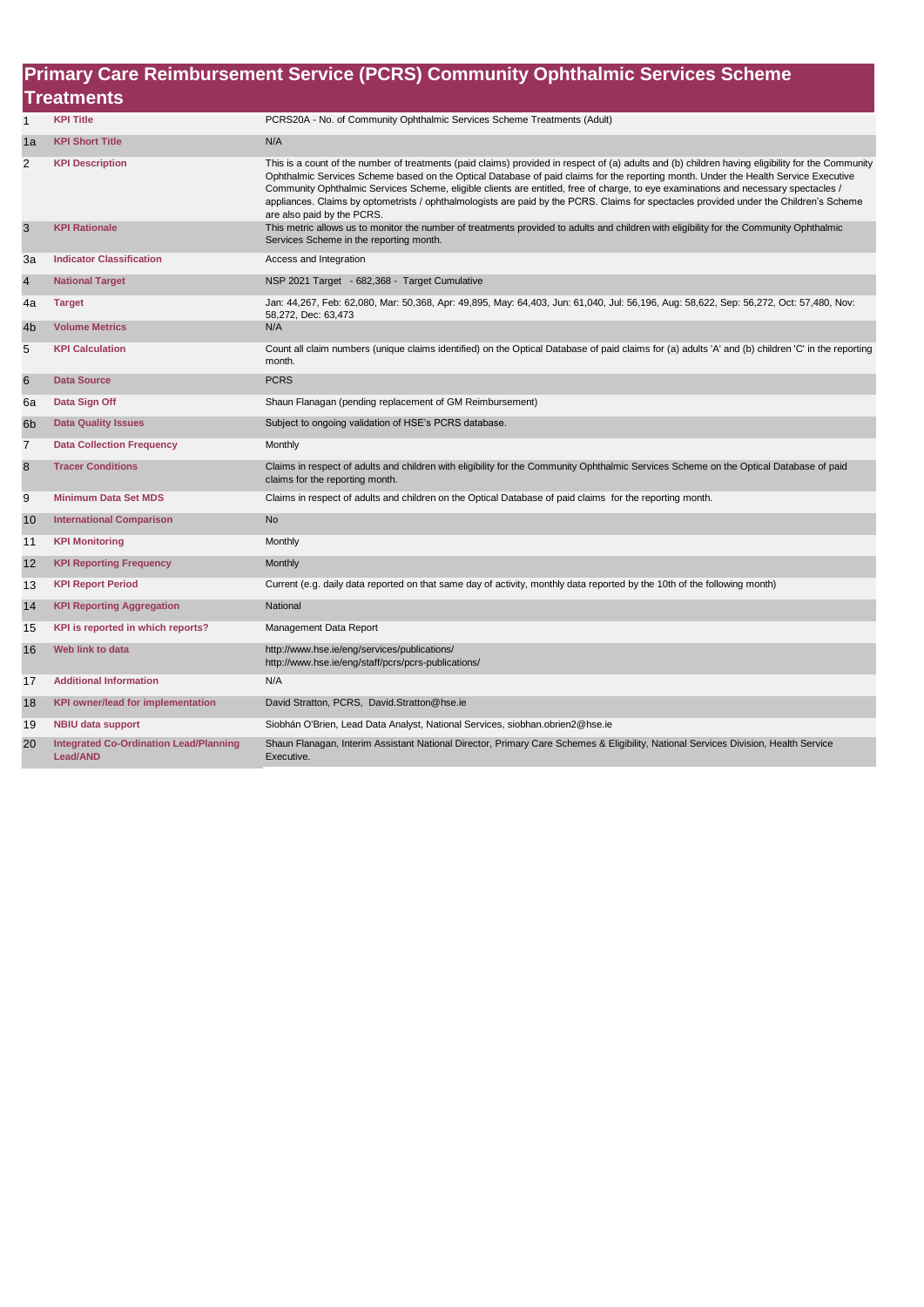# Primary Care Reimbursement Service (PCRS) Community Ophthalmic Services Scheme Treatments

| | | |
|---|---|---|
| 1 | **KPI Title** | PCRS20A - No. of Community Ophthalmic Services Scheme Treatments (Adult) |
| 1a | **KPI Short Title** | N/A |
| 2 | **KPI Description** | This is a count of the number of treatments (paid claims) provided in respect of (a) adults and (b) children having eligibility for the Community Ophthalmic Services Scheme based on the Optical Database of paid claims for the reporting month. Under the Health Service Executive Community Ophthalmic Services Scheme, eligible clients are entitled, free of charge, to eye examinations and necessary spectacles / appliances. Claims by optometrists / ophthalmologists are paid by the PCRS. Claims for spectacles provided under the Children's Scheme are also paid by the PCRS. |
| 3 | **KPI Rationale** | This metric allows us to monitor the number of treatments provided to adults and children with eligibility for the Community Ophthalmic Services Scheme in the reporting month. |
| 3a | **Indicator Classification** | Access and Integration |
| 4 | **National Target** | NSP 2021 Target - 682,368 - Target Cumulative |
| 4a | **Target** | Jan: 44,267, Feb: 62,080, Mar: 50,368, Apr: 49,895, May: 64,403, Jun: 61,040, Jul: 56,196, Aug: 58,622, Sep: 56,272, Oct: 57,480, Nov: 58,272, Dec: 63,473 |
| 4b | **Volume Metrics** | N/A |
| 5 | **KPI Calculation** | Count all claim numbers (unique claims identified) on the Optical Database of paid claims for (a) adults 'A' and (b) children 'C' in the reporting month. |
| 6 | **Data Source** | PCRS |
| 6a | **Data Sign Off** | Shaun Flanagan (pending replacement of GM Reimbursement) |
| 6b | **Data Quality Issues** | Subject to ongoing validation of HSE's PCRS database. |
| 7 | **Data Collection Frequency** | Monthly |
| 8 | **Tracer Conditions** | Claims in respect of adults and children with eligibility for the Community Ophthalmic Services Scheme on the Optical Database of paid claims for the reporting month. |
| 9 | **Minimum Data Set MDS** | Claims in respect of adults and children on the Optical Database of paid claims for the reporting month. |
| 10 | **International Comparison** | No |
| 11 | **KPI Monitoring** | Monthly |
| 12 | **KPI Reporting Frequency** | Monthly |
| 13 | **KPI Report Period** | Current (e.g. daily data reported on that same day of activity, monthly data reported by the 10th of the following month) |
| 14 | **KPI Reporting Aggregation** | National |
| 15 | **KPI is reported in which reports?** | Management Data Report |
| 16 | **Web link to data** | http://www.hse.ie/eng/services/publications/<br>http://www.hse.ie/eng/staff/pcrs/pcrs-publications/ |
| 17 | **Additional Information** | N/A |
| 18 | **KPI owner/lead for implementation** | David Stratton, PCRS, David.Stratton@hse.ie |
| 19 | **NBIU data support** | Siobhán O'Brien, Lead Data Analyst, National Services, siobhan.obrien2@hse.ie |
| 20 | **Integrated Co-Ordination Lead/Planning Lead/AND** | Shaun Flanagan, Interim Assistant National Director, Primary Care Schemes & Eligibility, National Services Division, Health Service Executive. |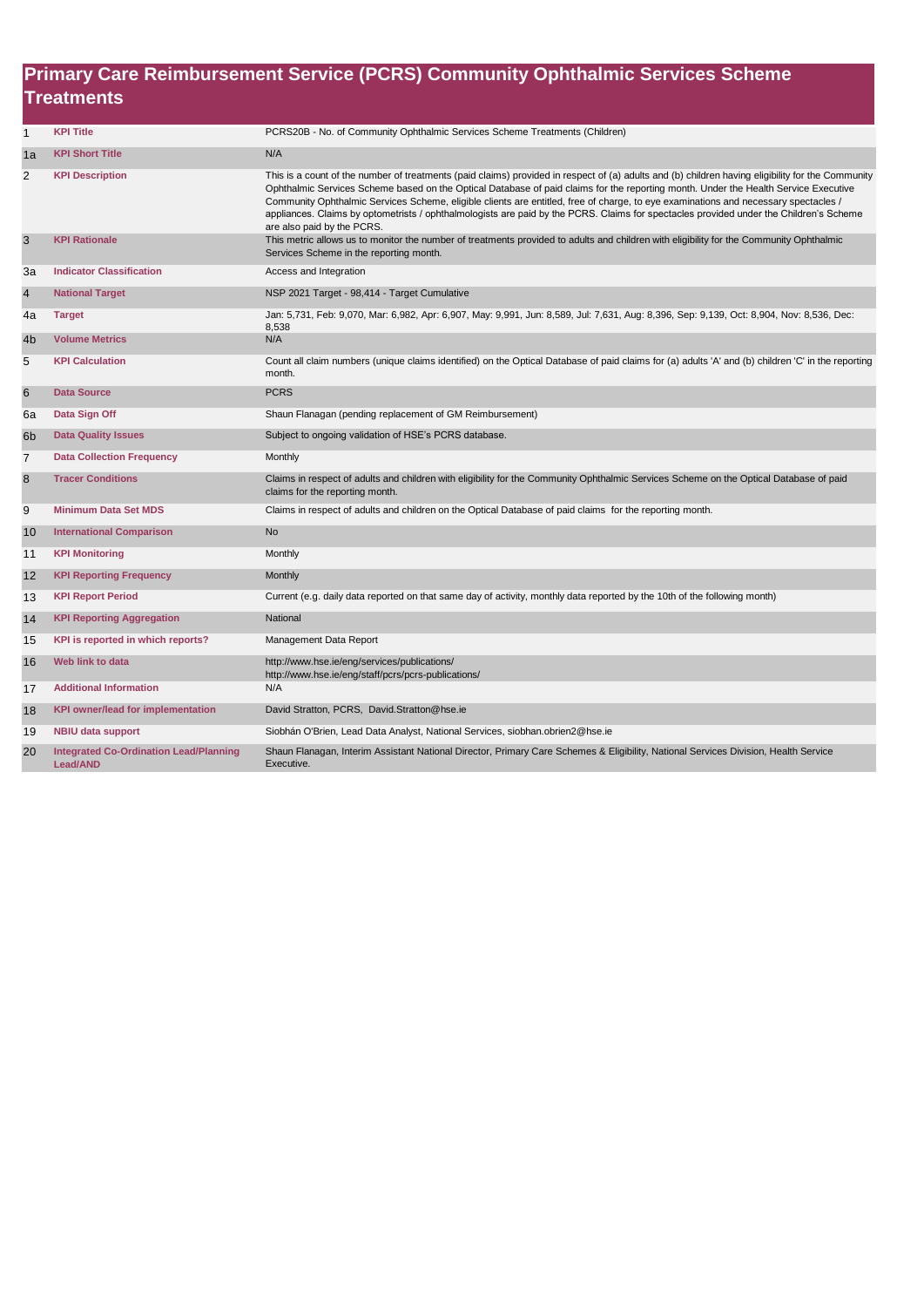# Primary Care Reimbursement Service (PCRS) Community Ophthalmic Services Scheme Treatments

| | | |
|---|---|---|
| 1 | **KPI Title** | PCRS20B - No. of Community Ophthalmic Services Scheme Treatments (Children) |
| 1a | **KPI Short Title** | N/A |
| 2 | **KPI Description** | This is a count of the number of treatments (paid claims) provided in respect of (a) adults and (b) children having eligibility for the Community Ophthalmic Services Scheme based on the Optical Database of paid claims for the reporting month. Under the Health Service Executive Community Ophthalmic Services Scheme, eligible clients are entitled, free of charge, to eye examinations and necessary spectacles / appliances. Claims by optometrists / ophthalmologists are paid by the PCRS. Claims for spectacles provided under the Children's Scheme are also paid by the PCRS. |
| 3 | **KPI Rationale** | This metric allows us to monitor the number of treatments provided to adults and children with eligibility for the Community Ophthalmic Services Scheme in the reporting month. |
| 3a | **Indicator Classification** | Access and Integration |
| 4 | **National Target** | NSP 2021 Target - 98,414 - Target Cumulative |
| 4a | **Target** | Jan: 5,731, Feb: 9,070, Mar: 6,982, Apr: 6,907, May: 9,991, Jun: 8,589, Jul: 7,631, Aug: 8,396, Sep: 9,139, Oct: 8,904, Nov: 8,536, Dec: 8,538 |
| 4b | **Volume Metrics** | N/A |
| 5 | **KPI Calculation** | Count all claim numbers (unique claims identified) on the Optical Database of paid claims for (a) adults 'A' and (b) children 'C' in the reporting month. |
| 6 | **Data Source** | PCRS |
| 6a | **Data Sign Off** | Shaun Flanagan (pending replacement of GM Reimbursement) |
| 6b | **Data Quality Issues** | Subject to ongoing validation of HSE's PCRS database. |
| 7 | **Data Collection Frequency** | Monthly |
| 8 | **Tracer Conditions** | Claims in respect of adults and children with eligibility for the Community Ophthalmic Services Scheme on the Optical Database of paid claims for the reporting month. |
| 9 | **Minimum Data Set MDS** | Claims in respect of adults and children on the Optical Database of paid claims for the reporting month. |
| 10 | **International Comparison** | No |
| 11 | **KPI Monitoring** | Monthly |
| 12 | **KPI Reporting Frequency** | Monthly |
| 13 | **KPI Report Period** | Current (e.g. daily data reported on that same day of activity, monthly data reported by the 10th of the following month) |
| 14 | **KPI Reporting Aggregation** | National |
| 15 | **KPI is reported in which reports?** | Management Data Report |
| 16 | **Web link to data** | http://www.hse.ie/eng/services/publications/ http://www.hse.ie/eng/staff/pcrs/pcrs-publications/ |
| 17 | **Additional Information** | N/A |
| 18 | **KPI owner/lead for implementation** | David Stratton, PCRS, David.Stratton@hse.ie |
| 19 | **NBIU data support** | Siobhán O'Brien, Lead Data Analyst, National Services, siobhan.obrien2@hse.ie |
| 20 | **Integrated Co-Ordination Lead/Planning Lead/AND** | Shaun Flanagan, Interim Assistant National Director, Primary Care Schemes & Eligibility, National Services Division, Health Service Executive. |